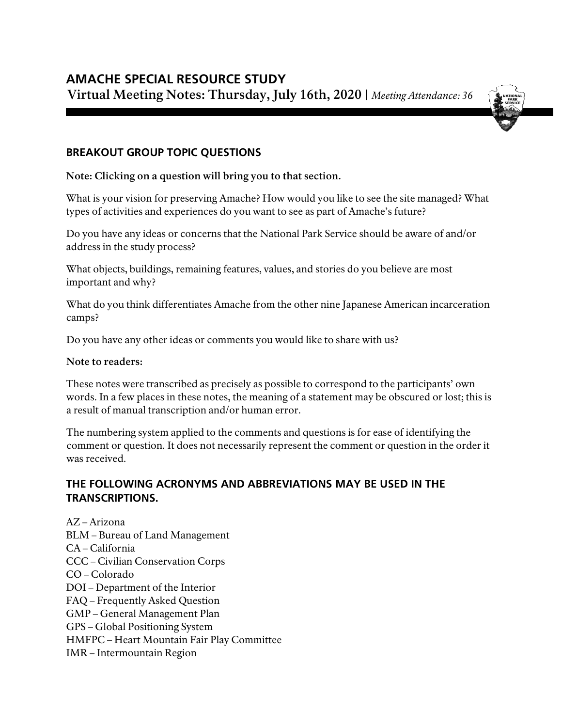# AMACHE SPECIAL RESOURCE STUDY

**Virtual Meeting Notes: Thursday, July 16th, 2020 |** *Meeting Attendance: 36*

## BREAKOUT GROUP TOPIC QUESTIONS

**Note: Clicking on a question will bring you to that section.**

What is your vision for preserving Amache? How would you like to see the site managed? What types of activities and experiences do you want to see as part of Amache's future?

Do you have any ideas or concerns that the National Park Service should be aware of and/or address in the study process?

What objects, buildings, remaining features, values, and stories do you believe are most important and why?

What do you think differentiates Amache from the other nine Japanese American incarceration camps?

Do you have any other ideas or comments you would like to share with us?

**Note to readers:**

These notes were transcribed as precisely as possible to correspond to the participants' own words. In a few places in these notes, the meaning of a statement may be obscured or lost; this is a result of manual transcription and/or human error.

The numbering system applied to the comments and questions is for ease of identifying the comment or question. It does not necessarily represent the comment or question in the order it was received.

## THE FOLLOWING ACRONYMS AND ABBREVIATIONS MAY BE USED IN THE TRANSCRIPTIONS.

AZ – Arizona
BLM – Bureau of Land Management
CA – California
CCC – Civilian Conservation Corps
CO – Colorado
DOI – Department of the Interior
FAQ – Frequently Asked Question
GMP – General Management Plan
GPS – Global Positioning System
HMFPC – Heart Mountain Fair Play Committee
IMR – Intermountain Region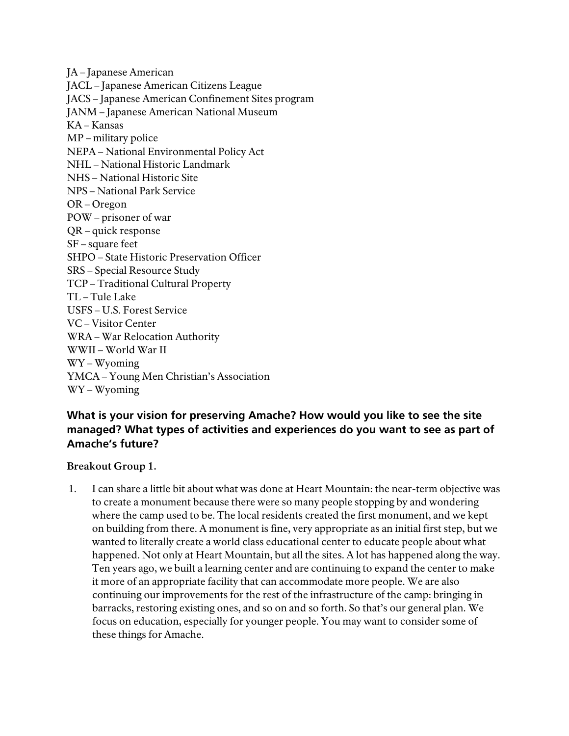JA – Japanese American
JACL – Japanese American Citizens League
JACS – Japanese American Confinement Sites program
JANM – Japanese American National Museum
KA – Kansas
MP – military police
NEPA – National Environmental Policy Act
NHL – National Historic Landmark
NHS – National Historic Site
NPS – National Park Service
OR – Oregon
POW – prisoner of war
QR – quick response
SF – square feet
SHPO – State Historic Preservation Officer
SRS – Special Resource Study
TCP – Traditional Cultural Property
TL – Tule Lake
USFS – U.S. Forest Service
VC – Visitor Center
WRA – War Relocation Authority
WWII – World War II
WY – Wyoming
YMCA – Young Men Christian's Association
WY – Wyoming

## What is your vision for preserving Amache? How would you like to see the site managed? What types of activities and experiences do you want to see as part of Amache's future?

**Breakout Group 1.**

1. I can share a little bit about what was done at Heart Mountain: the near-term objective was to create a monument because there were so many people stopping by and wondering where the camp used to be. The local residents created the first monument, and we kept on building from there. A monument is fine, very appropriate as an initial first step, but we wanted to literally create a world class educational center to educate people about what happened. Not only at Heart Mountain, but all the sites. A lot has happened along the way. Ten years ago, we built a learning center and are continuing to expand the center to make it more of an appropriate facility that can accommodate more people. We are also continuing our improvements for the rest of the infrastructure of the camp: bringing in barracks, restoring existing ones, and so on and so forth. So that's our general plan. We focus on education, especially for younger people. You may want to consider some of these things for Amache.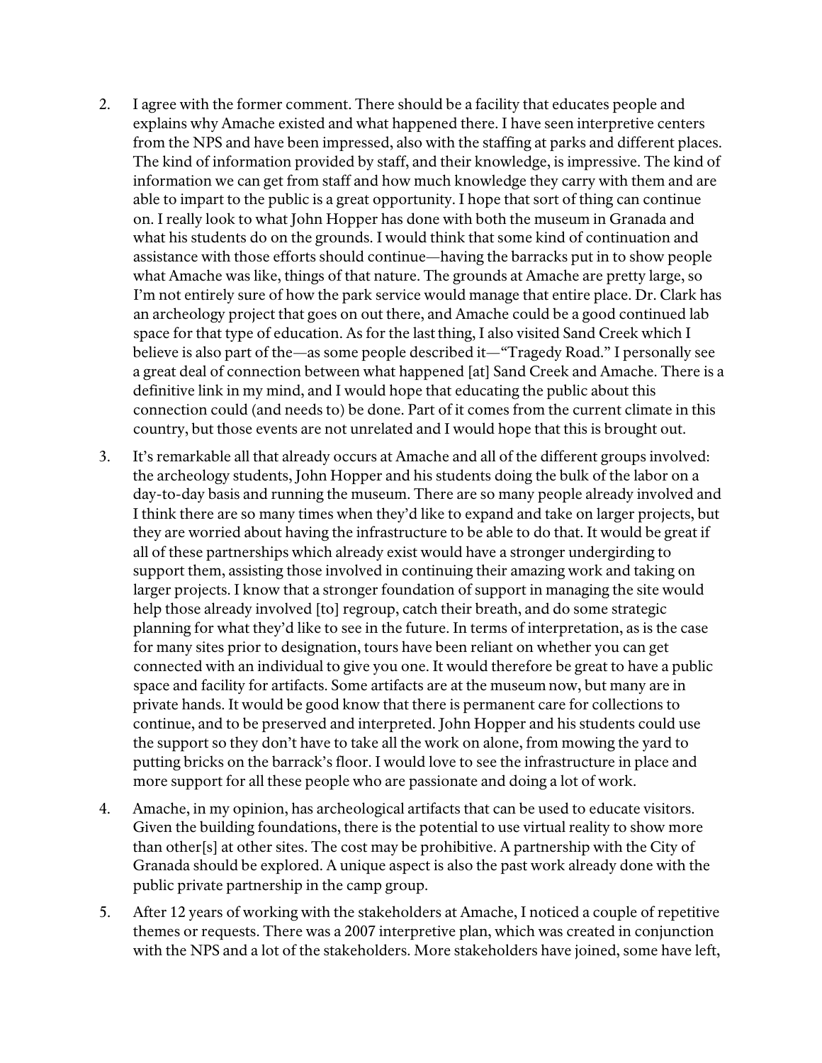2. I agree with the former comment. There should be a facility that educates people and explains why Amache existed and what happened there. I have seen interpretive centers from the NPS and have been impressed, also with the staffing at parks and different places. The kind of information provided by staff, and their knowledge, is impressive. The kind of information we can get from staff and how much knowledge they carry with them and are able to impart to the public is a great opportunity. I hope that sort of thing can continue on. I really look to what John Hopper has done with both the museum in Granada and what his students do on the grounds. I would think that some kind of continuation and assistance with those efforts should continue—having the barracks put in to show people what Amache was like, things of that nature. The grounds at Amache are pretty large, so I'm not entirely sure of how the park service would manage that entire place. Dr. Clark has an archeology project that goes on out there, and Amache could be a good continued lab space for that type of education. As for the last thing, I also visited Sand Creek which I believe is also part of the—as some people described it—"Tragedy Road." I personally see a great deal of connection between what happened [at] Sand Creek and Amache. There is a definitive link in my mind, and I would hope that educating the public about this connection could (and needs to) be done. Part of it comes from the current climate in this country, but those events are not unrelated and I would hope that this is brought out.

3. It's remarkable all that already occurs at Amache and all of the different groups involved: the archeology students, John Hopper and his students doing the bulk of the labor on a day-to-day basis and running the museum. There are so many people already involved and I think there are so many times when they'd like to expand and take on larger projects, but they are worried about having the infrastructure to be able to do that. It would be great if all of these partnerships which already exist would have a stronger undergirding to support them, assisting those involved in continuing their amazing work and taking on larger projects. I know that a stronger foundation of support in managing the site would help those already involved [to] regroup, catch their breath, and do some strategic planning for what they'd like to see in the future. In terms of interpretation, as is the case for many sites prior to designation, tours have been reliant on whether you can get connected with an individual to give you one. It would therefore be great to have a public space and facility for artifacts. Some artifacts are at the museum now, but many are in private hands. It would be good know that there is permanent care for collections to continue, and to be preserved and interpreted. John Hopper and his students could use the support so they don't have to take all the work on alone, from mowing the yard to putting bricks on the barrack's floor. I would love to see the infrastructure in place and more support for all these people who are passionate and doing a lot of work.

4. Amache, in my opinion, has archeological artifacts that can be used to educate visitors. Given the building foundations, there is the potential to use virtual reality to show more than other[s] at other sites. The cost may be prohibitive. A partnership with the City of Granada should be explored. A unique aspect is also the past work already done with the public private partnership in the camp group.

5. After 12 years of working with the stakeholders at Amache, I noticed a couple of repetitive themes or requests. There was a 2007 interpretive plan, which was created in conjunction with the NPS and a lot of the stakeholders. More stakeholders have joined, some have left,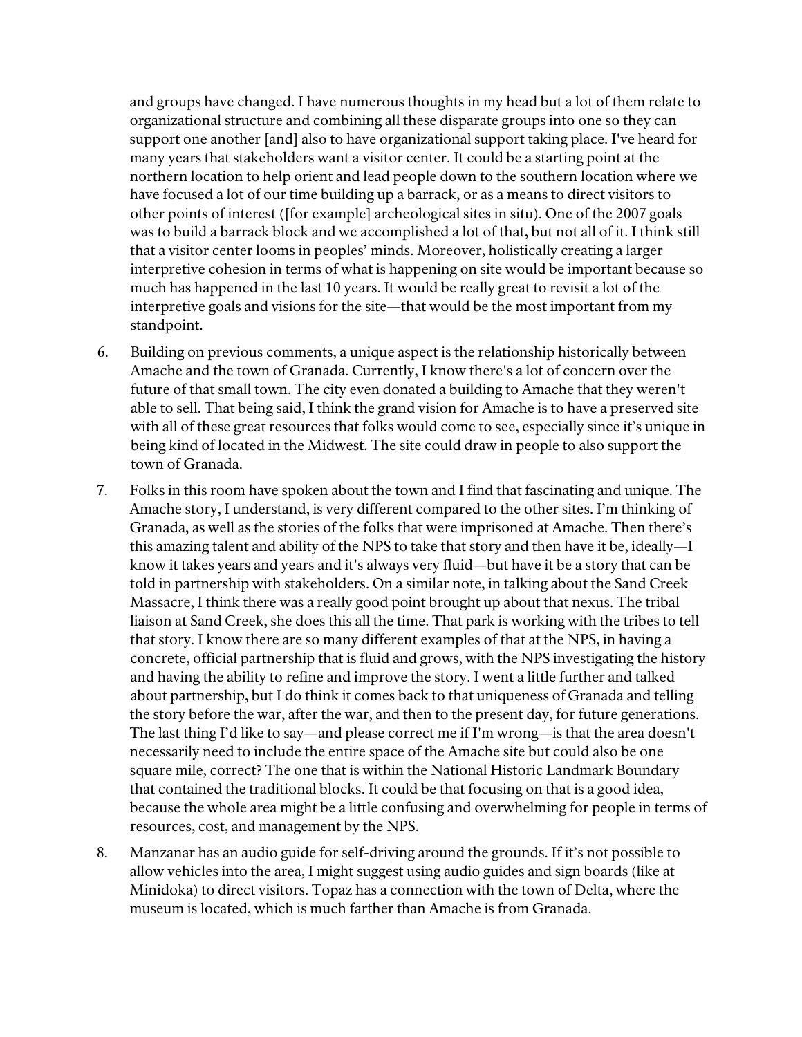and groups have changed. I have numerous thoughts in my head but a lot of them relate to organizational structure and combining all these disparate groups into one so they can support one another [and] also to have organizational support taking place. I've heard for many years that stakeholders want a visitor center. It could be a starting point at the northern location to help orient and lead people down to the southern location where we have focused a lot of our time building up a barrack, or as a means to direct visitors to other points of interest ([for example] archeological sites in situ). One of the 2007 goals was to build a barrack block and we accomplished a lot of that, but not all of it. I think still that a visitor center looms in peoples' minds. Moreover, holistically creating a larger interpretive cohesion in terms of what is happening on site would be important because so much has happened in the last 10 years. It would be really great to revisit a lot of the interpretive goals and visions for the site—that would be the most important from my standpoint.

6. Building on previous comments, a unique aspect is the relationship historically between Amache and the town of Granada. Currently, I know there's a lot of concern over the future of that small town. The city even donated a building to Amache that they weren't able to sell. That being said, I think the grand vision for Amache is to have a preserved site with all of these great resources that folks would come to see, especially since it's unique in being kind of located in the Midwest. The site could draw in people to also support the town of Granada.

7. Folks in this room have spoken about the town and I find that fascinating and unique. The Amache story, I understand, is very different compared to the other sites. I'm thinking of Granada, as well as the stories of the folks that were imprisoned at Amache. Then there's this amazing talent and ability of the NPS to take that story and then have it be, ideally—I know it takes years and years and it's always very fluid—but have it be a story that can be told in partnership with stakeholders. On a similar note, in talking about the Sand Creek Massacre, I think there was a really good point brought up about that nexus. The tribal liaison at Sand Creek, she does this all the time. That park is working with the tribes to tell that story. I know there are so many different examples of that at the NPS, in having a concrete, official partnership that is fluid and grows, with the NPS investigating the history and having the ability to refine and improve the story. I went a little further and talked about partnership, but I do think it comes back to that uniqueness of Granada and telling the story before the war, after the war, and then to the present day, for future generations. The last thing I'd like to say—and please correct me if I'm wrong—is that the area doesn't necessarily need to include the entire space of the Amache site but could also be one square mile, correct? The one that is within the National Historic Landmark Boundary that contained the traditional blocks. It could be that focusing on that is a good idea, because the whole area might be a little confusing and overwhelming for people in terms of resources, cost, and management by the NPS.

8. Manzanar has an audio guide for self-driving around the grounds. If it's not possible to allow vehicles into the area, I might suggest using audio guides and sign boards (like at Minidoka) to direct visitors. Topaz has a connection with the town of Delta, where the museum is located, which is much farther than Amache is from Granada.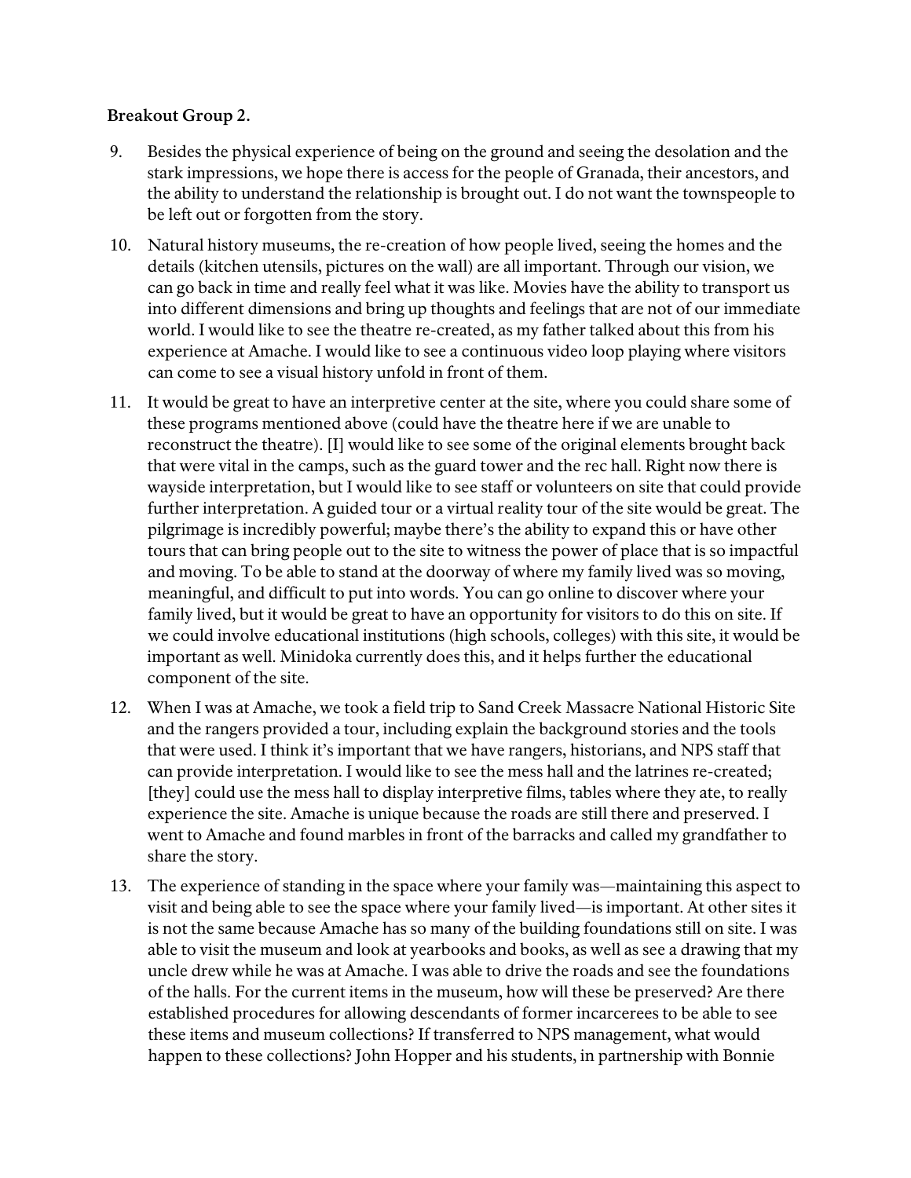**Breakout Group 2.**

9. Besides the physical experience of being on the ground and seeing the desolation and the stark impressions, we hope there is access for the people of Granada, their ancestors, and the ability to understand the relationship is brought out. I do not want the townspeople to be left out or forgotten from the story.

10. Natural history museums, the re-creation of how people lived, seeing the homes and the details (kitchen utensils, pictures on the wall) are all important. Through our vision, we can go back in time and really feel what it was like. Movies have the ability to transport us into different dimensions and bring up thoughts and feelings that are not of our immediate world. I would like to see the theatre re-created, as my father talked about this from his experience at Amache. I would like to see a continuous video loop playing where visitors can come to see a visual history unfold in front of them.

11. It would be great to have an interpretive center at the site, where you could share some of these programs mentioned above (could have the theatre here if we are unable to reconstruct the theatre). [I] would like to see some of the original elements brought back that were vital in the camps, such as the guard tower and the rec hall. Right now there is wayside interpretation, but I would like to see staff or volunteers on site that could provide further interpretation. A guided tour or a virtual reality tour of the site would be great. The pilgrimage is incredibly powerful; maybe there's the ability to expand this or have other tours that can bring people out to the site to witness the power of place that is so impactful and moving. To be able to stand at the doorway of where my family lived was so moving, meaningful, and difficult to put into words. You can go online to discover where your family lived, but it would be great to have an opportunity for visitors to do this on site. If we could involve educational institutions (high schools, colleges) with this site, it would be important as well. Minidoka currently does this, and it helps further the educational component of the site.

12. When I was at Amache, we took a field trip to Sand Creek Massacre National Historic Site and the rangers provided a tour, including explain the background stories and the tools that were used. I think it's important that we have rangers, historians, and NPS staff that can provide interpretation. I would like to see the mess hall and the latrines re-created; [they] could use the mess hall to display interpretive films, tables where they ate, to really experience the site. Amache is unique because the roads are still there and preserved. I went to Amache and found marbles in front of the barracks and called my grandfather to share the story.

13. The experience of standing in the space where your family was—maintaining this aspect to visit and being able to see the space where your family lived—is important. At other sites it is not the same because Amache has so many of the building foundations still on site. I was able to visit the museum and look at yearbooks and books, as well as see a drawing that my uncle drew while he was at Amache. I was able to drive the roads and see the foundations of the halls. For the current items in the museum, how will these be preserved? Are there established procedures for allowing descendants of former incarcerees to be able to see these items and museum collections? If transferred to NPS management, what would happen to these collections? John Hopper and his students, in partnership with Bonnie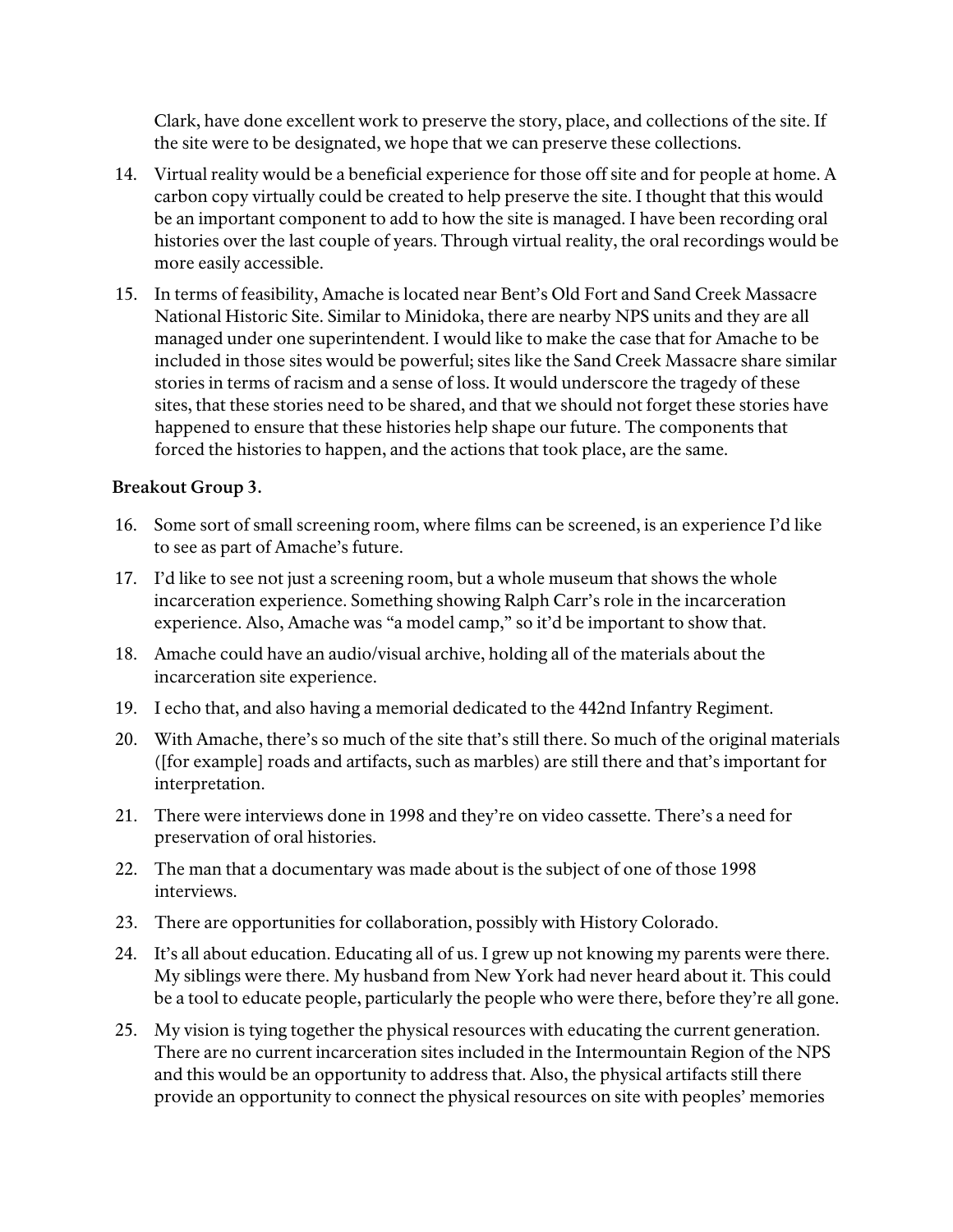Clark, have done excellent work to preserve the story, place, and collections of the site. If the site were to be designated, we hope that we can preserve these collections.

14. Virtual reality would be a beneficial experience for those off site and for people at home. A carbon copy virtually could be created to help preserve the site. I thought that this would be an important component to add to how the site is managed. I have been recording oral histories over the last couple of years. Through virtual reality, the oral recordings would be more easily accessible.
15. In terms of feasibility, Amache is located near Bent's Old Fort and Sand Creek Massacre National Historic Site. Similar to Minidoka, there are nearby NPS units and they are all managed under one superintendent. I would like to make the case that for Amache to be included in those sites would be powerful; sites like the Sand Creek Massacre share similar stories in terms of racism and a sense of loss. It would underscore the tragedy of these sites, that these stories need to be shared, and that we should not forget these stories have happened to ensure that these histories help shape our future. The components that forced the histories to happen, and the actions that took place, are the same.

**Breakout Group 3.**

16. Some sort of small screening room, where films can be screened, is an experience I'd like to see as part of Amache's future.
17. I'd like to see not just a screening room, but a whole museum that shows the whole incarceration experience. Something showing Ralph Carr's role in the incarceration experience. Also, Amache was "a model camp," so it'd be important to show that.
18. Amache could have an audio/visual archive, holding all of the materials about the incarceration site experience.
19. I echo that, and also having a memorial dedicated to the 442nd Infantry Regiment.
20. With Amache, there's so much of the site that's still there. So much of the original materials ([for example] roads and artifacts, such as marbles) are still there and that's important for interpretation.
21. There were interviews done in 1998 and they're on video cassette. There's a need for preservation of oral histories.
22. The man that a documentary was made about is the subject of one of those 1998 interviews.
23. There are opportunities for collaboration, possibly with History Colorado.
24. It's all about education. Educating all of us. I grew up not knowing my parents were there. My siblings were there. My husband from New York had never heard about it. This could be a tool to educate people, particularly the people who were there, before they're all gone.
25. My vision is tying together the physical resources with educating the current generation. There are no current incarceration sites included in the Intermountain Region of the NPS and this would be an opportunity to address that. Also, the physical artifacts still there provide an opportunity to connect the physical resources on site with peoples' memories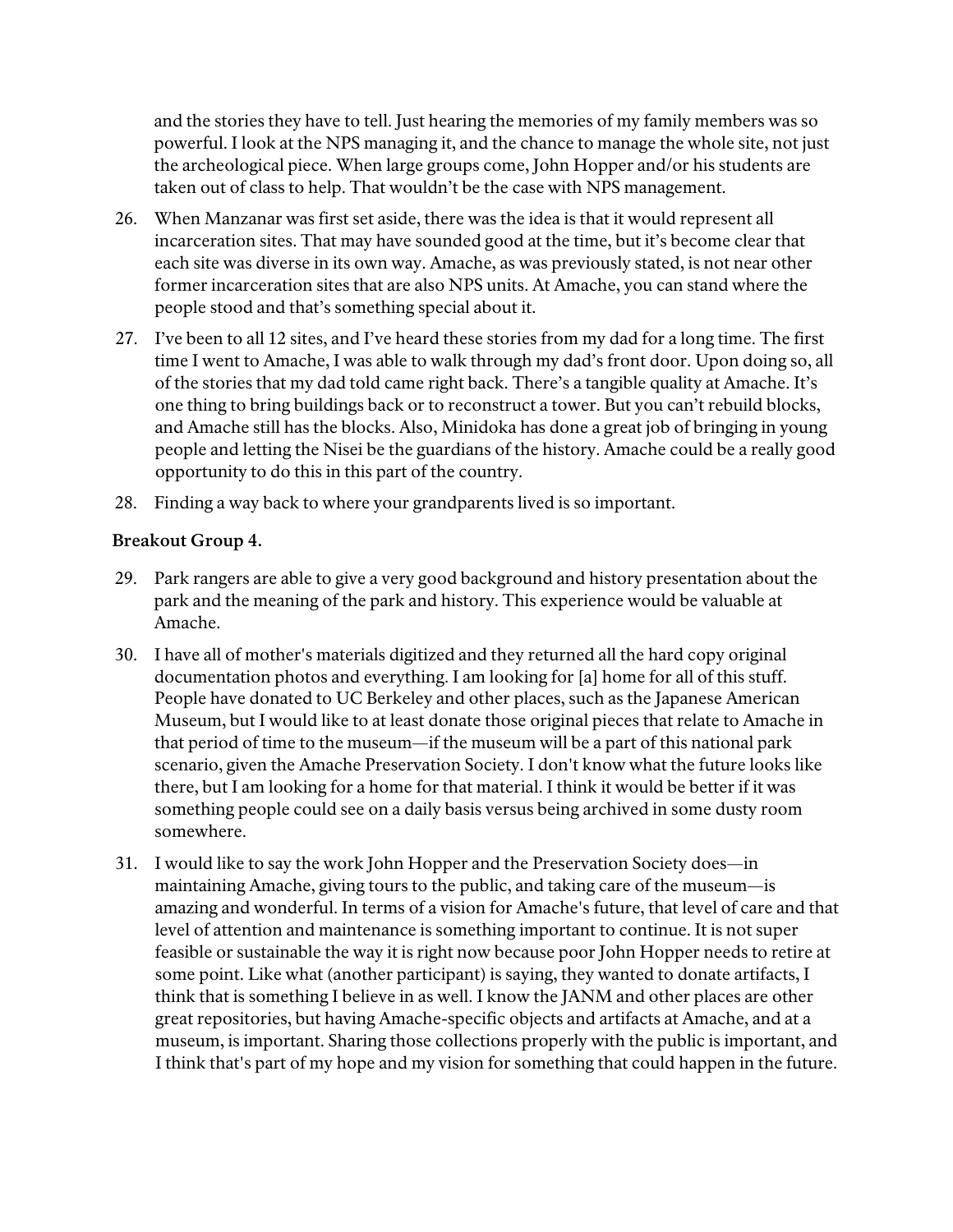and the stories they have to tell. Just hearing the memories of my family members was so powerful. I look at the NPS managing it, and the chance to manage the whole site, not just the archeological piece. When large groups come, John Hopper and/or his students are taken out of class to help. That wouldn't be the case with NPS management.

26. When Manzanar was first set aside, there was the idea is that it would represent all incarceration sites. That may have sounded good at the time, but it's become clear that each site was diverse in its own way. Amache, as was previously stated, is not near other former incarceration sites that are also NPS units. At Amache, you can stand where the people stood and that's something special about it.
27. I've been to all 12 sites, and I've heard these stories from my dad for a long time. The first time I went to Amache, I was able to walk through my dad's front door. Upon doing so, all of the stories that my dad told came right back. There's a tangible quality at Amache. It's one thing to bring buildings back or to reconstruct a tower. But you can't rebuild blocks, and Amache still has the blocks. Also, Minidoka has done a great job of bringing in young people and letting the Nisei be the guardians of the history. Amache could be a really good opportunity to do this in this part of the country.
28. Finding a way back to where your grandparents lived is so important.

**Breakout Group 4.**

29. Park rangers are able to give a very good background and history presentation about the park and the meaning of the park and history. This experience would be valuable at Amache.
30. I have all of mother's materials digitized and they returned all the hard copy original documentation photos and everything. I am looking for [a] home for all of this stuff. People have donated to UC Berkeley and other places, such as the Japanese American Museum, but I would like to at least donate those original pieces that relate to Amache in that period of time to the museum—if the museum will be a part of this national park scenario, given the Amache Preservation Society. I don't know what the future looks like there, but I am looking for a home for that material. I think it would be better if it was something people could see on a daily basis versus being archived in some dusty room somewhere.
31. I would like to say the work John Hopper and the Preservation Society does—in maintaining Amache, giving tours to the public, and taking care of the museum—is amazing and wonderful. In terms of a vision for Amache's future, that level of care and that level of attention and maintenance is something important to continue. It is not super feasible or sustainable the way it is right now because poor John Hopper needs to retire at some point. Like what (another participant) is saying, they wanted to donate artifacts, I think that is something I believe in as well. I know the JANM and other places are other great repositories, but having Amache-specific objects and artifacts at Amache, and at a museum, is important. Sharing those collections properly with the public is important, and I think that's part of my hope and my vision for something that could happen in the future.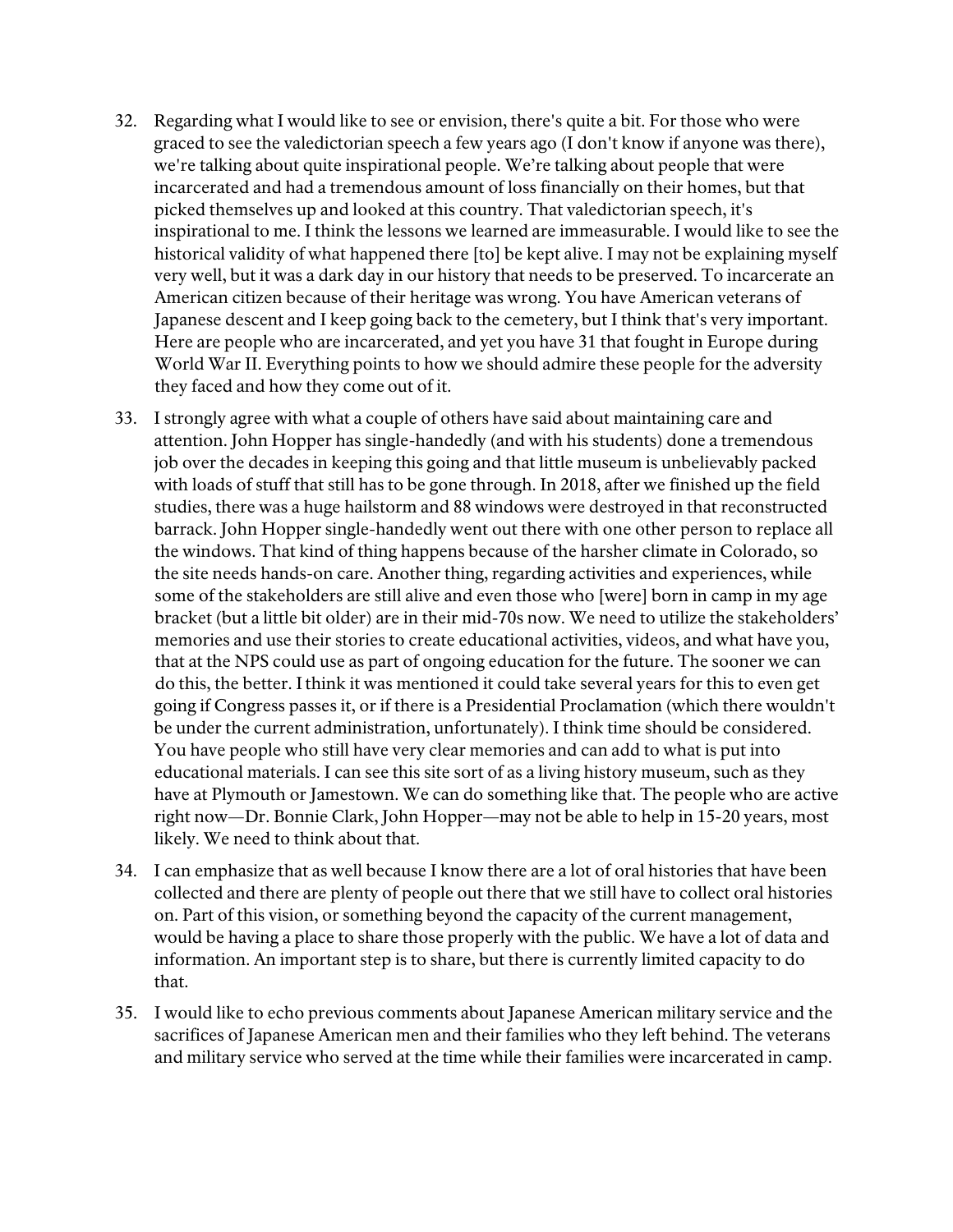32. Regarding what I would like to see or envision, there's quite a bit. For those who were graced to see the valedictorian speech a few years ago (I don't know if anyone was there), we're talking about quite inspirational people. We're talking about people that were incarcerated and had a tremendous amount of loss financially on their homes, but that picked themselves up and looked at this country. That valedictorian speech, it's inspirational to me. I think the lessons we learned are immeasurable. I would like to see the historical validity of what happened there [to] be kept alive. I may not be explaining myself very well, but it was a dark day in our history that needs to be preserved. To incarcerate an American citizen because of their heritage was wrong. You have American veterans of Japanese descent and I keep going back to the cemetery, but I think that's very important. Here are people who are incarcerated, and yet you have 31 that fought in Europe during World War II. Everything points to how we should admire these people for the adversity they faced and how they come out of it.

33. I strongly agree with what a couple of others have said about maintaining care and attention. John Hopper has single-handedly (and with his students) done a tremendous job over the decades in keeping this going and that little museum is unbelievably packed with loads of stuff that still has to be gone through. In 2018, after we finished up the field studies, there was a huge hailstorm and 88 windows were destroyed in that reconstructed barrack. John Hopper single-handedly went out there with one other person to replace all the windows. That kind of thing happens because of the harsher climate in Colorado, so the site needs hands-on care. Another thing, regarding activities and experiences, while some of the stakeholders are still alive and even those who [were] born in camp in my age bracket (but a little bit older) are in their mid-70s now. We need to utilize the stakeholders' memories and use their stories to create educational activities, videos, and what have you, that at the NPS could use as part of ongoing education for the future. The sooner we can do this, the better. I think it was mentioned it could take several years for this to even get going if Congress passes it, or if there is a Presidential Proclamation (which there wouldn't be under the current administration, unfortunately). I think time should be considered. You have people who still have very clear memories and can add to what is put into educational materials. I can see this site sort of as a living history museum, such as they have at Plymouth or Jamestown. We can do something like that. The people who are active right now—Dr. Bonnie Clark, John Hopper—may not be able to help in 15-20 years, most likely. We need to think about that.

34. I can emphasize that as well because I know there are a lot of oral histories that have been collected and there are plenty of people out there that we still have to collect oral histories on. Part of this vision, or something beyond the capacity of the current management, would be having a place to share those properly with the public. We have a lot of data and information. An important step is to share, but there is currently limited capacity to do that.

35. I would like to echo previous comments about Japanese American military service and the sacrifices of Japanese American men and their families who they left behind. The veterans and military service who served at the time while their families were incarcerated in camp.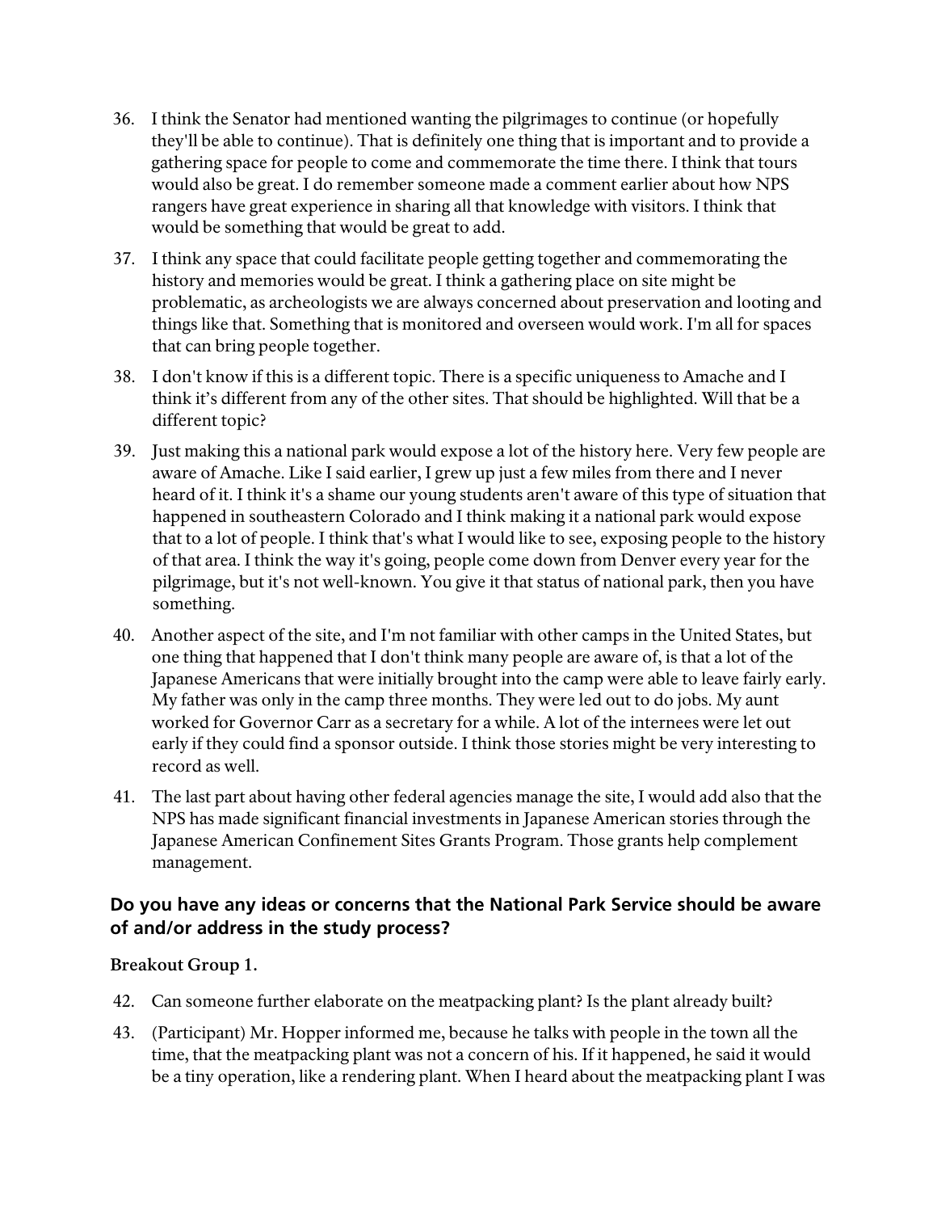36. I think the Senator had mentioned wanting the pilgrimages to continue (or hopefully they'll be able to continue). That is definitely one thing that is important and to provide a gathering space for people to come and commemorate the time there. I think that tours would also be great. I do remember someone made a comment earlier about how NPS rangers have great experience in sharing all that knowledge with visitors. I think that would be something that would be great to add.

37. I think any space that could facilitate people getting together and commemorating the history and memories would be great. I think a gathering place on site might be problematic, as archeologists we are always concerned about preservation and looting and things like that. Something that is monitored and overseen would work. I'm all for spaces that can bring people together.

38. I don't know if this is a different topic. There is a specific uniqueness to Amache and I think it's different from any of the other sites. That should be highlighted. Will that be a different topic?

39. Just making this a national park would expose a lot of the history here. Very few people are aware of Amache. Like I said earlier, I grew up just a few miles from there and I never heard of it. I think it's a shame our young students aren't aware of this type of situation that happened in southeastern Colorado and I think making it a national park would expose that to a lot of people. I think that's what I would like to see, exposing people to the history of that area. I think the way it's going, people come down from Denver every year for the pilgrimage, but it's not well-known. You give it that status of national park, then you have something.

40. Another aspect of the site, and I'm not familiar with other camps in the United States, but one thing that happened that I don't think many people are aware of, is that a lot of the Japanese Americans that were initially brought into the camp were able to leave fairly early. My father was only in the camp three months. They were led out to do jobs. My aunt worked for Governor Carr as a secretary for a while. A lot of the internees were let out early if they could find a sponsor outside. I think those stories might be very interesting to record as well.

41. The last part about having other federal agencies manage the site, I would add also that the NPS has made significant financial investments in Japanese American stories through the Japanese American Confinement Sites Grants Program. Those grants help complement management.

### Do you have any ideas or concerns that the National Park Service should be aware of and/or address in the study process?

**Breakout Group 1.**

42. Can someone further elaborate on the meatpacking plant? Is the plant already built?

43. (Participant) Mr. Hopper informed me, because he talks with people in the town all the time, that the meatpacking plant was not a concern of his. If it happened, he said it would be a tiny operation, like a rendering plant. When I heard about the meatpacking plant I was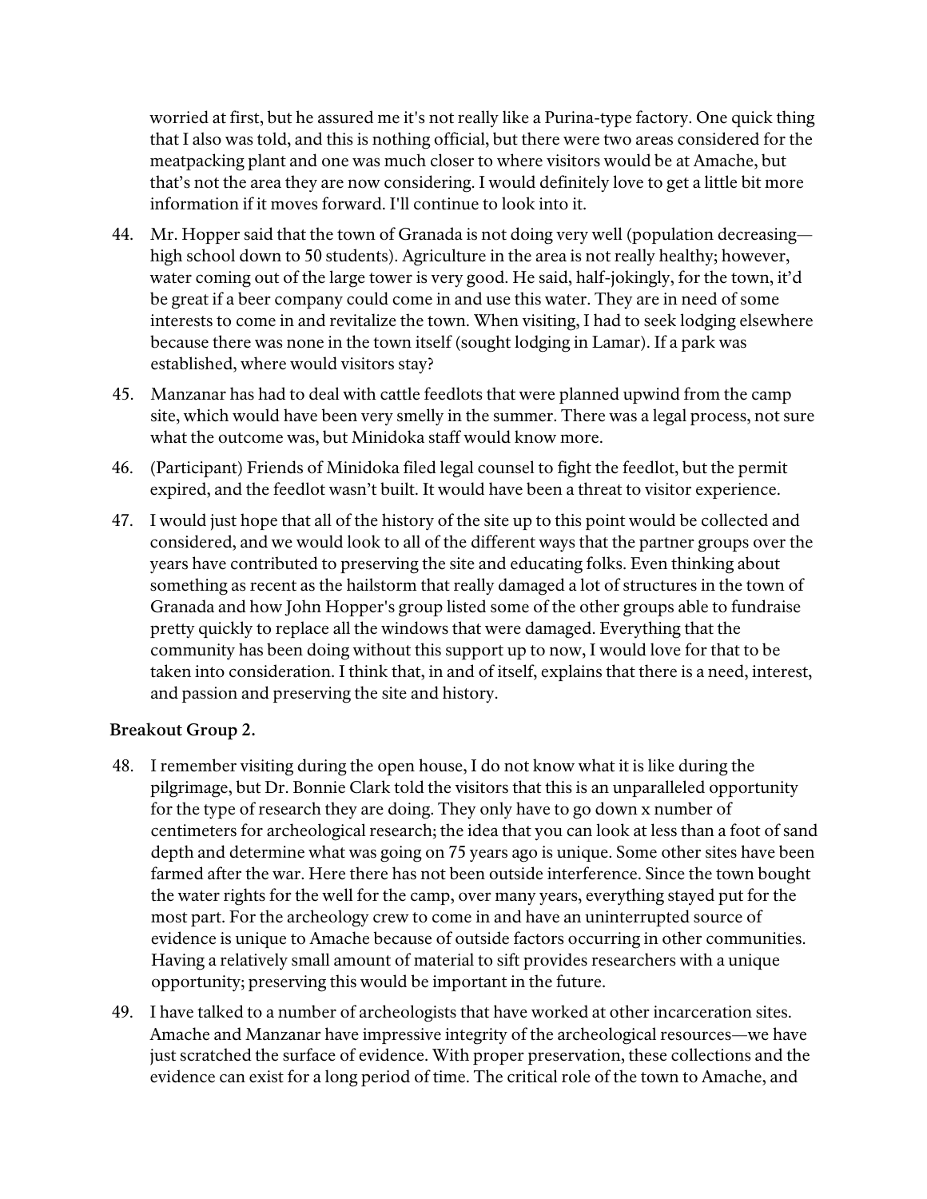worried at first, but he assured me it's not really like a Purina-type factory. One quick thing that I also was told, and this is nothing official, but there were two areas considered for the meatpacking plant and one was much closer to where visitors would be at Amache, but that's not the area they are now considering. I would definitely love to get a little bit more information if it moves forward. I'll continue to look into it.

44. Mr. Hopper said that the town of Granada is not doing very well (population decreasing—high school down to 50 students). Agriculture in the area is not really healthy; however, water coming out of the large tower is very good. He said, half-jokingly, for the town, it'd be great if a beer company could come in and use this water. They are in need of some interests to come in and revitalize the town. When visiting, I had to seek lodging elsewhere because there was none in the town itself (sought lodging in Lamar). If a park was established, where would visitors stay?
45. Manzanar has had to deal with cattle feedlots that were planned upwind from the camp site, which would have been very smelly in the summer. There was a legal process, not sure what the outcome was, but Minidoka staff would know more.
46. (Participant) Friends of Minidoka filed legal counsel to fight the feedlot, but the permit expired, and the feedlot wasn't built. It would have been a threat to visitor experience.
47. I would just hope that all of the history of the site up to this point would be collected and considered, and we would look to all of the different ways that the partner groups over the years have contributed to preserving the site and educating folks. Even thinking about something as recent as the hailstorm that really damaged a lot of structures in the town of Granada and how John Hopper's group listed some of the other groups able to fundraise pretty quickly to replace all the windows that were damaged. Everything that the community has been doing without this support up to now, I would love for that to be taken into consideration. I think that, in and of itself, explains that there is a need, interest, and passion and preserving the site and history.

**Breakout Group 2.**

48. I remember visiting during the open house, I do not know what it is like during the pilgrimage, but Dr. Bonnie Clark told the visitors that this is an unparalleled opportunity for the type of research they are doing. They only have to go down x number of centimeters for archeological research; the idea that you can look at less than a foot of sand depth and determine what was going on 75 years ago is unique. Some other sites have been farmed after the war. Here there has not been outside interference. Since the town bought the water rights for the well for the camp, over many years, everything stayed put for the most part. For the archeology crew to come in and have an uninterrupted source of evidence is unique to Amache because of outside factors occurring in other communities. Having a relatively small amount of material to sift provides researchers with a unique opportunity; preserving this would be important in the future.
49. I have talked to a number of archeologists that have worked at other incarceration sites. Amache and Manzanar have impressive integrity of the archeological resources—we have just scratched the surface of evidence. With proper preservation, these collections and the evidence can exist for a long period of time. The critical role of the town to Amache, and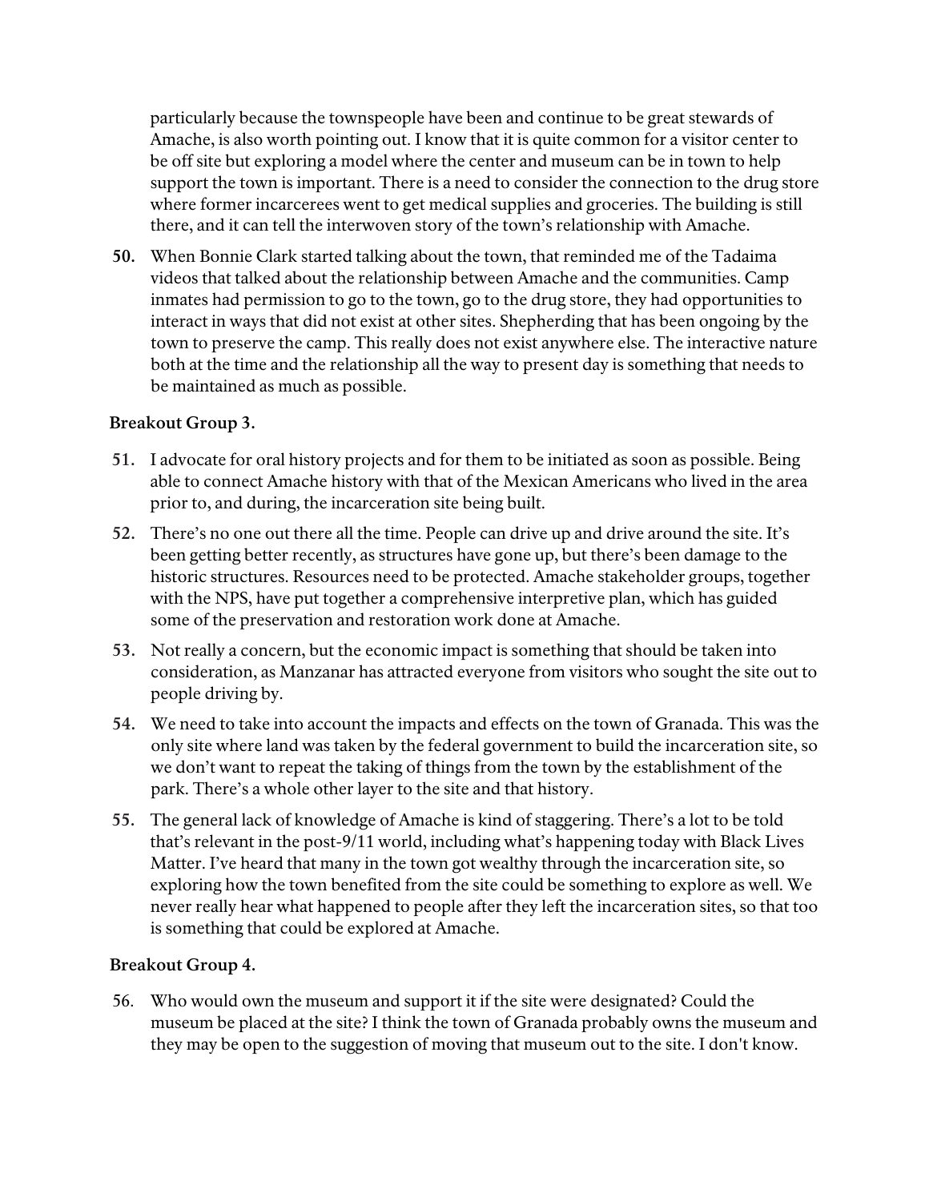particularly because the townspeople have been and continue to be great stewards of Amache, is also worth pointing out. I know that it is quite common for a visitor center to be off site but exploring a model where the center and museum can be in town to help support the town is important. There is a need to consider the connection to the drug store where former incarcerees went to get medical supplies and groceries. The building is still there, and it can tell the interwoven story of the town's relationship with Amache.

50. When Bonnie Clark started talking about the town, that reminded me of the Tadaima videos that talked about the relationship between Amache and the communities. Camp inmates had permission to go to the town, go to the drug store, they had opportunities to interact in ways that did not exist at other sites. Shepherding that has been ongoing by the town to preserve the camp. This really does not exist anywhere else. The interactive nature both at the time and the relationship all the way to present day is something that needs to be maintained as much as possible.

**Breakout Group 3.**

51. I advocate for oral history projects and for them to be initiated as soon as possible. Being able to connect Amache history with that of the Mexican Americans who lived in the area prior to, and during, the incarceration site being built.
52. There's no one out there all the time. People can drive up and drive around the site. It's been getting better recently, as structures have gone up, but there's been damage to the historic structures. Resources need to be protected. Amache stakeholder groups, together with the NPS, have put together a comprehensive interpretive plan, which has guided some of the preservation and restoration work done at Amache.
53. Not really a concern, but the economic impact is something that should be taken into consideration, as Manzanar has attracted everyone from visitors who sought the site out to people driving by.
54. We need to take into account the impacts and effects on the town of Granada. This was the only site where land was taken by the federal government to build the incarceration site, so we don't want to repeat the taking of things from the town by the establishment of the park. There's a whole other layer to the site and that history.
55. The general lack of knowledge of Amache is kind of staggering. There's a lot to be told that's relevant in the post-9/11 world, including what's happening today with Black Lives Matter. I've heard that many in the town got wealthy through the incarceration site, so exploring how the town benefited from the site could be something to explore as well. We never really hear what happened to people after they left the incarceration sites, so that too is something that could be explored at Amache.

**Breakout Group 4.**

56. Who would own the museum and support it if the site were designated? Could the museum be placed at the site? I think the town of Granada probably owns the museum and they may be open to the suggestion of moving that museum out to the site. I don't know.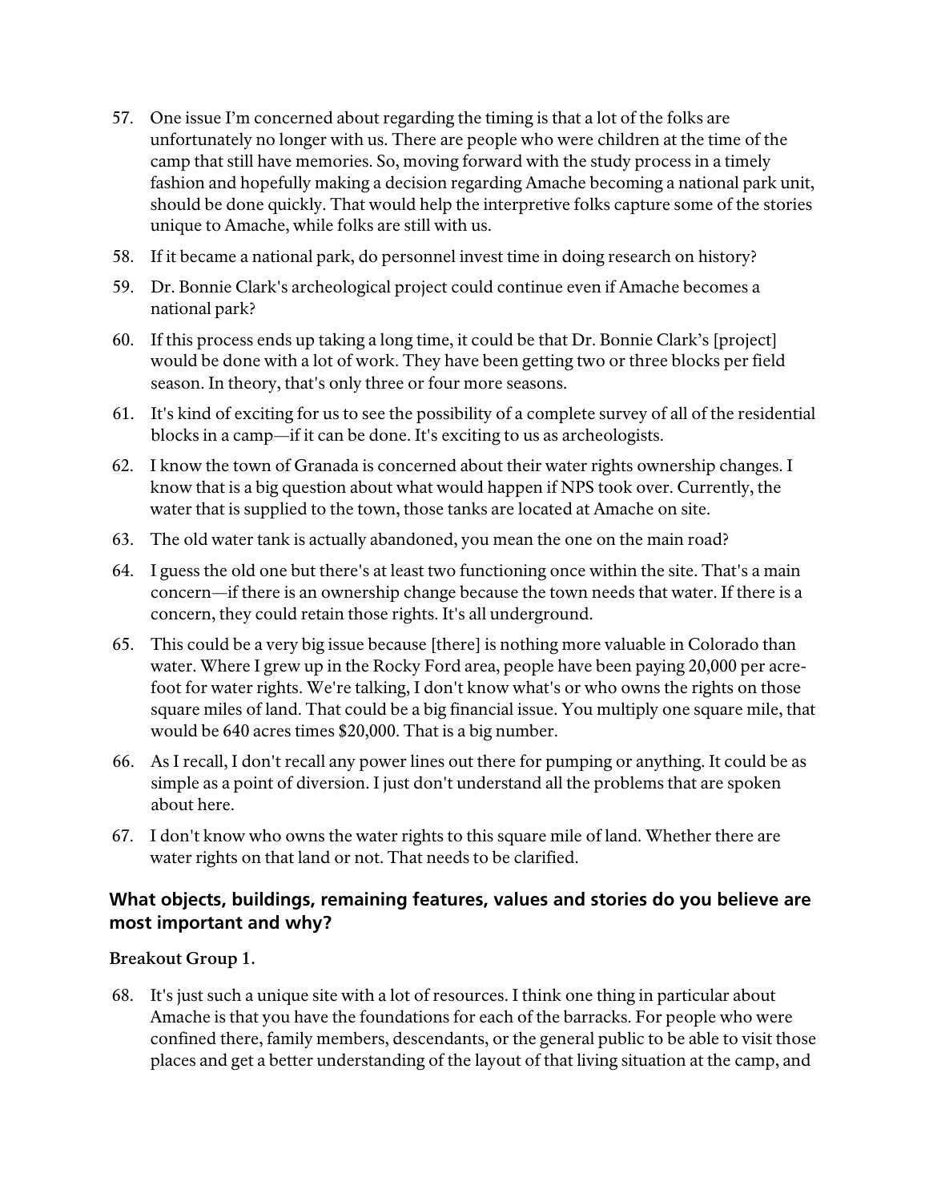57. One issue I'm concerned about regarding the timing is that a lot of the folks are unfortunately no longer with us. There are people who were children at the time of the camp that still have memories. So, moving forward with the study process in a timely fashion and hopefully making a decision regarding Amache becoming a national park unit, should be done quickly. That would help the interpretive folks capture some of the stories unique to Amache, while folks are still with us.
58. If it became a national park, do personnel invest time in doing research on history?
59. Dr. Bonnie Clark's archeological project could continue even if Amache becomes a national park?
60. If this process ends up taking a long time, it could be that Dr. Bonnie Clark's [project] would be done with a lot of work. They have been getting two or three blocks per field season. In theory, that's only three or four more seasons.
61. It's kind of exciting for us to see the possibility of a complete survey of all of the residential blocks in a camp—if it can be done. It's exciting to us as archeologists.
62. I know the town of Granada is concerned about their water rights ownership changes. I know that is a big question about what would happen if NPS took over. Currently, the water that is supplied to the town, those tanks are located at Amache on site.
63. The old water tank is actually abandoned, you mean the one on the main road?
64. I guess the old one but there's at least two functioning once within the site. That's a main concern—if there is an ownership change because the town needs that water. If there is a concern, they could retain those rights. It's all underground.
65. This could be a very big issue because [there] is nothing more valuable in Colorado than water. Where I grew up in the Rocky Ford area, people have been paying 20,000 per acre-foot for water rights. We're talking, I don't know what's or who owns the rights on those square miles of land. That could be a big financial issue. You multiply one square mile, that would be 640 acres times $20,000. That is a big number.
66. As I recall, I don't recall any power lines out there for pumping or anything. It could be as simple as a point of diversion. I just don't understand all the problems that are spoken about here.
67. I don't know who owns the water rights to this square mile of land. Whether there are water rights on that land or not. That needs to be clarified.

### What objects, buildings, remaining features, values and stories do you believe are most important and why?

**Breakout Group 1.**

68. It's just such a unique site with a lot of resources. I think one thing in particular about Amache is that you have the foundations for each of the barracks. For people who were confined there, family members, descendants, or the general public to be able to visit those places and get a better understanding of the layout of that living situation at the camp, and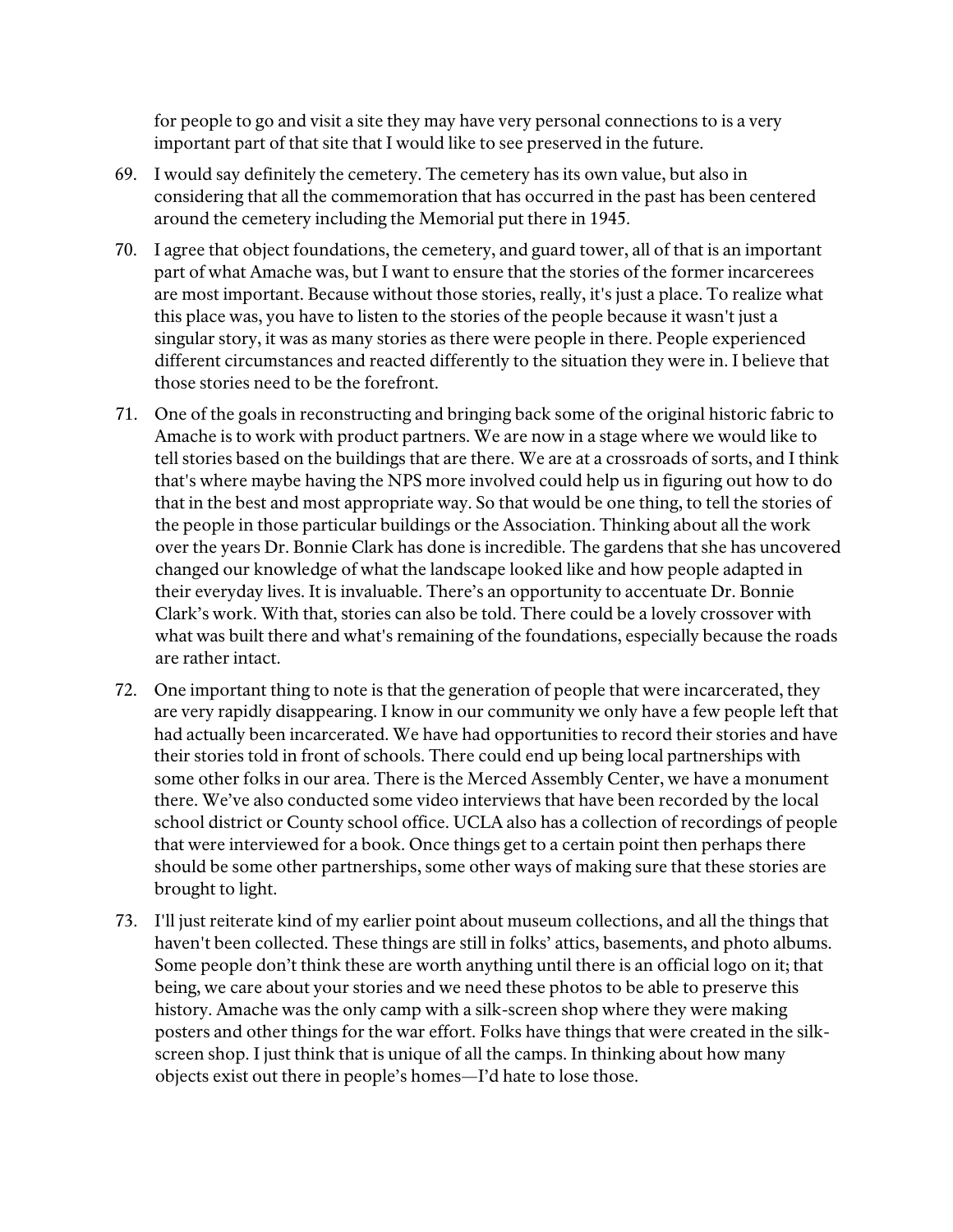for people to go and visit a site they may have very personal connections to is a very important part of that site that I would like to see preserved in the future.

69. I would say definitely the cemetery. The cemetery has its own value, but also in considering that all the commemoration that has occurred in the past has been centered around the cemetery including the Memorial put there in 1945.

70. I agree that object foundations, the cemetery, and guard tower, all of that is an important part of what Amache was, but I want to ensure that the stories of the former incarcerees are most important. Because without those stories, really, it's just a place. To realize what this place was, you have to listen to the stories of the people because it wasn't just a singular story, it was as many stories as there were people in there. People experienced different circumstances and reacted differently to the situation they were in. I believe that those stories need to be the forefront.

71. One of the goals in reconstructing and bringing back some of the original historic fabric to Amache is to work with product partners. We are now in a stage where we would like to tell stories based on the buildings that are there. We are at a crossroads of sorts, and I think that's where maybe having the NPS more involved could help us in figuring out how to do that in the best and most appropriate way. So that would be one thing, to tell the stories of the people in those particular buildings or the Association. Thinking about all the work over the years Dr. Bonnie Clark has done is incredible. The gardens that she has uncovered changed our knowledge of what the landscape looked like and how people adapted in their everyday lives. It is invaluable. There's an opportunity to accentuate Dr. Bonnie Clark's work. With that, stories can also be told. There could be a lovely crossover with what was built there and what's remaining of the foundations, especially because the roads are rather intact.

72. One important thing to note is that the generation of people that were incarcerated, they are very rapidly disappearing. I know in our community we only have a few people left that had actually been incarcerated. We have had opportunities to record their stories and have their stories told in front of schools. There could end up being local partnerships with some other folks in our area. There is the Merced Assembly Center, we have a monument there. We've also conducted some video interviews that have been recorded by the local school district or County school office. UCLA also has a collection of recordings of people that were interviewed for a book. Once things get to a certain point then perhaps there should be some other partnerships, some other ways of making sure that these stories are brought to light.

73. I'll just reiterate kind of my earlier point about museum collections, and all the things that haven't been collected. These things are still in folks' attics, basements, and photo albums. Some people don't think these are worth anything until there is an official logo on it; that being, we care about your stories and we need these photos to be able to preserve this history. Amache was the only camp with a silk-screen shop where they were making posters and other things for the war effort. Folks have things that were created in the silk-screen shop. I just think that is unique of all the camps. In thinking about how many objects exist out there in people's homes—I'd hate to lose those.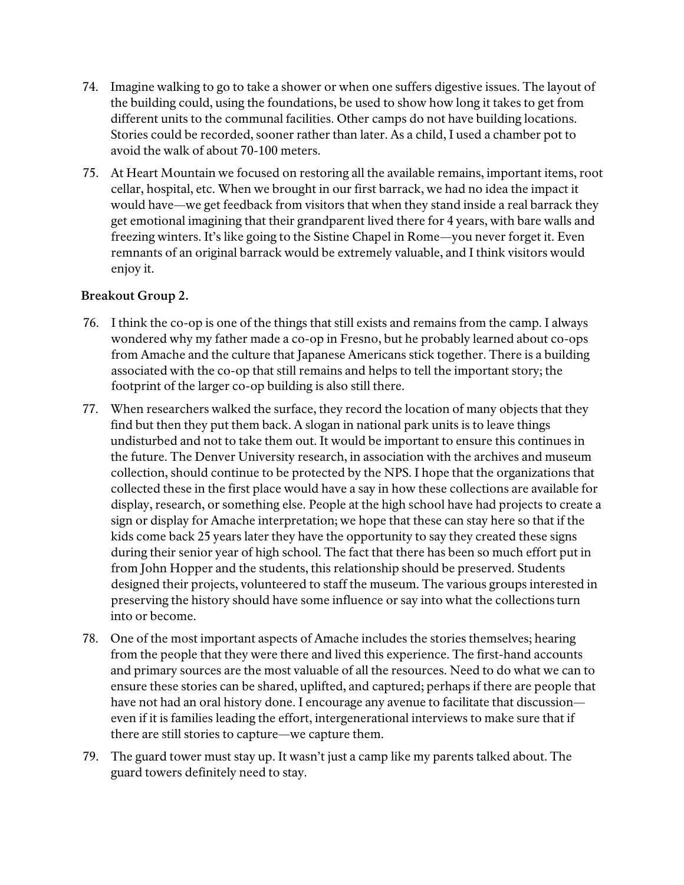74. Imagine walking to go to take a shower or when one suffers digestive issues. The layout of the building could, using the foundations, be used to show how long it takes to get from different units to the communal facilities. Other camps do not have building locations. Stories could be recorded, sooner rather than later. As a child, I used a chamber pot to avoid the walk of about 70-100 meters.

75. At Heart Mountain we focused on restoring all the available remains, important items, root cellar, hospital, etc. When we brought in our first barrack, we had no idea the impact it would have—we get feedback from visitors that when they stand inside a real barrack they get emotional imagining that their grandparent lived there for 4 years, with bare walls and freezing winters. It's like going to the Sistine Chapel in Rome—you never forget it. Even remnants of an original barrack would be extremely valuable, and I think visitors would enjoy it.

**Breakout Group 2.**

76. I think the co-op is one of the things that still exists and remains from the camp. I always wondered why my father made a co-op in Fresno, but he probably learned about co-ops from Amache and the culture that Japanese Americans stick together. There is a building associated with the co-op that still remains and helps to tell the important story; the footprint of the larger co-op building is also still there.

77. When researchers walked the surface, they record the location of many objects that they find but then they put them back. A slogan in national park units is to leave things undisturbed and not to take them out. It would be important to ensure this continues in the future. The Denver University research, in association with the archives and museum collection, should continue to be protected by the NPS. I hope that the organizations that collected these in the first place would have a say in how these collections are available for display, research, or something else. People at the high school have had projects to create a sign or display for Amache interpretation; we hope that these can stay here so that if the kids come back 25 years later they have the opportunity to say they created these signs during their senior year of high school. The fact that there has been so much effort put in from John Hopper and the students, this relationship should be preserved. Students designed their projects, volunteered to staff the museum. The various groups interested in preserving the history should have some influence or say into what the collections turn into or become.

78. One of the most important aspects of Amache includes the stories themselves; hearing from the people that they were there and lived this experience. The first-hand accounts and primary sources are the most valuable of all the resources. Need to do what we can to ensure these stories can be shared, uplifted, and captured; perhaps if there are people that have not had an oral history done. I encourage any avenue to facilitate that discussion—even if it is families leading the effort, intergenerational interviews to make sure that if there are still stories to capture—we capture them.

79. The guard tower must stay up. It wasn't just a camp like my parents talked about. The guard towers definitely need to stay.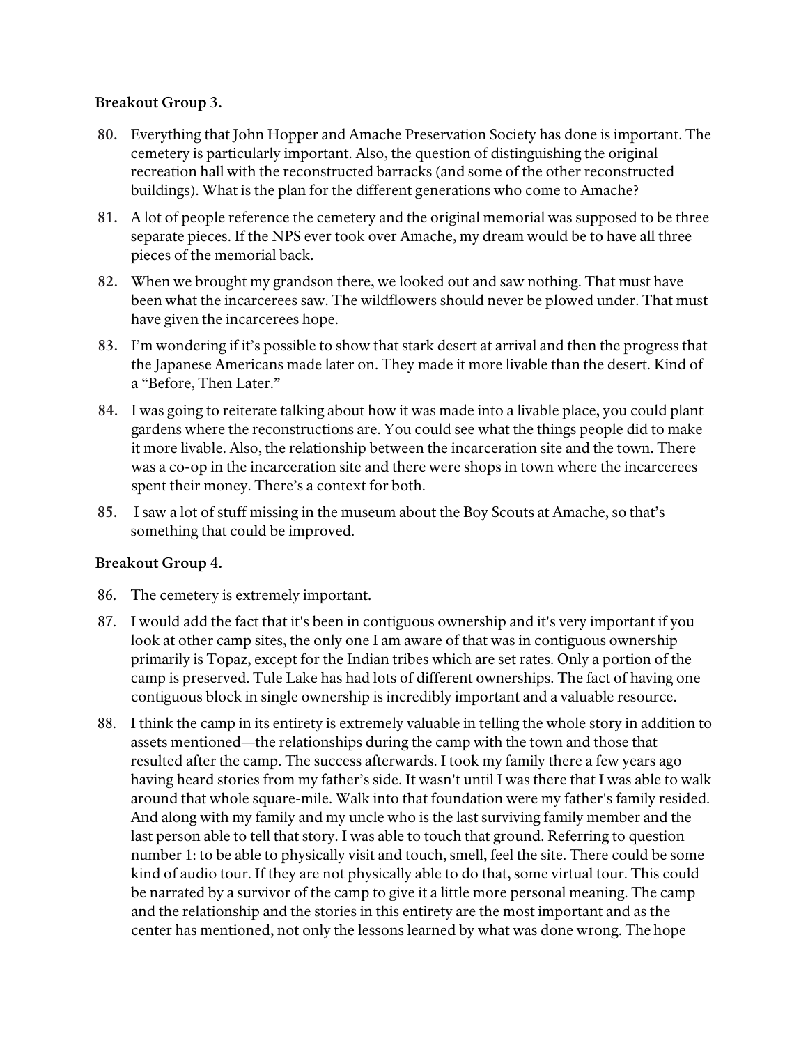**Breakout Group 3.**

80. Everything that John Hopper and Amache Preservation Society has done is important. The cemetery is particularly important. Also, the question of distinguishing the original recreation hall with the reconstructed barracks (and some of the other reconstructed buildings). What is the plan for the different generations who come to Amache?

81. A lot of people reference the cemetery and the original memorial was supposed to be three separate pieces. If the NPS ever took over Amache, my dream would be to have all three pieces of the memorial back.

82. When we brought my grandson there, we looked out and saw nothing. That must have been what the incarcerees saw. The wildflowers should never be plowed under. That must have given the incarcerees hope.

83. I'm wondering if it's possible to show that stark desert at arrival and then the progress that the Japanese Americans made later on. They made it more livable than the desert. Kind of a "Before, Then Later."

84. I was going to reiterate talking about how it was made into a livable place, you could plant gardens where the reconstructions are. You could see what the things people did to make it more livable. Also, the relationship between the incarceration site and the town. There was a co-op in the incarceration site and there were shops in town where the incarcerees spent their money. There's a context for both.

85. I saw a lot of stuff missing in the museum about the Boy Scouts at Amache, so that's something that could be improved.

**Breakout Group 4.**

86. The cemetery is extremely important.

87. I would add the fact that it's been in contiguous ownership and it's very important if you look at other camp sites, the only one I am aware of that was in contiguous ownership primarily is Topaz, except for the Indian tribes which are set rates. Only a portion of the camp is preserved. Tule Lake has had lots of different ownerships. The fact of having one contiguous block in single ownership is incredibly important and a valuable resource.

88. I think the camp in its entirety is extremely valuable in telling the whole story in addition to assets mentioned—the relationships during the camp with the town and those that resulted after the camp. The success afterwards. I took my family there a few years ago having heard stories from my father's side. It wasn't until I was there that I was able to walk around that whole square-mile. Walk into that foundation were my father's family resided. And along with my family and my uncle who is the last surviving family member and the last person able to tell that story. I was able to touch that ground. Referring to question number 1: to be able to physically visit and touch, smell, feel the site. There could be some kind of audio tour. If they are not physically able to do that, some virtual tour. This could be narrated by a survivor of the camp to give it a little more personal meaning. The camp and the relationship and the stories in this entirety are the most important and as the center has mentioned, not only the lessons learned by what was done wrong. The hope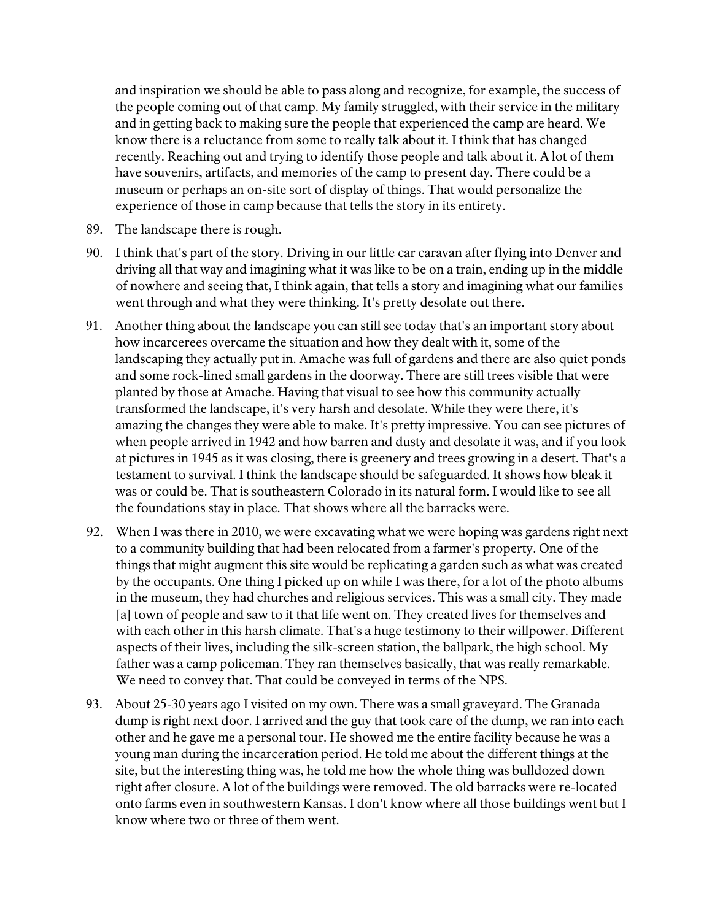and inspiration we should be able to pass along and recognize, for example, the success of the people coming out of that camp. My family struggled, with their service in the military and in getting back to making sure the people that experienced the camp are heard. We know there is a reluctance from some to really talk about it. I think that has changed recently. Reaching out and trying to identify those people and talk about it. A lot of them have souvenirs, artifacts, and memories of the camp to present day. There could be a museum or perhaps an on-site sort of display of things. That would personalize the experience of those in camp because that tells the story in its entirety.

89. The landscape there is rough.

90. I think that's part of the story. Driving in our little car caravan after flying into Denver and driving all that way and imagining what it was like to be on a train, ending up in the middle of nowhere and seeing that, I think again, that tells a story and imagining what our families went through and what they were thinking. It's pretty desolate out there.

91. Another thing about the landscape you can still see today that's an important story about how incarcerees overcame the situation and how they dealt with it, some of the landscaping they actually put in. Amache was full of gardens and there are also quiet ponds and some rock-lined small gardens in the doorway. There are still trees visible that were planted by those at Amache. Having that visual to see how this community actually transformed the landscape, it's very harsh and desolate. While they were there, it's amazing the changes they were able to make. It's pretty impressive. You can see pictures of when people arrived in 1942 and how barren and dusty and desolate it was, and if you look at pictures in 1945 as it was closing, there is greenery and trees growing in a desert. That's a testament to survival. I think the landscape should be safeguarded. It shows how bleak it was or could be. That is southeastern Colorado in its natural form. I would like to see all the foundations stay in place. That shows where all the barracks were.

92. When I was there in 2010, we were excavating what we were hoping was gardens right next to a community building that had been relocated from a farmer's property. One of the things that might augment this site would be replicating a garden such as what was created by the occupants. One thing I picked up on while I was there, for a lot of the photo albums in the museum, they had churches and religious services. This was a small city. They made [a] town of people and saw to it that life went on. They created lives for themselves and with each other in this harsh climate. That's a huge testimony to their willpower. Different aspects of their lives, including the silk-screen station, the ballpark, the high school. My father was a camp policeman. They ran themselves basically, that was really remarkable. We need to convey that. That could be conveyed in terms of the NPS.

93. About 25-30 years ago I visited on my own. There was a small graveyard. The Granada dump is right next door. I arrived and the guy that took care of the dump, we ran into each other and he gave me a personal tour. He showed me the entire facility because he was a young man during the incarceration period. He told me about the different things at the site, but the interesting thing was, he told me how the whole thing was bulldozed down right after closure. A lot of the buildings were removed. The old barracks were re-located onto farms even in southwestern Kansas. I don't know where all those buildings went but I know where two or three of them went.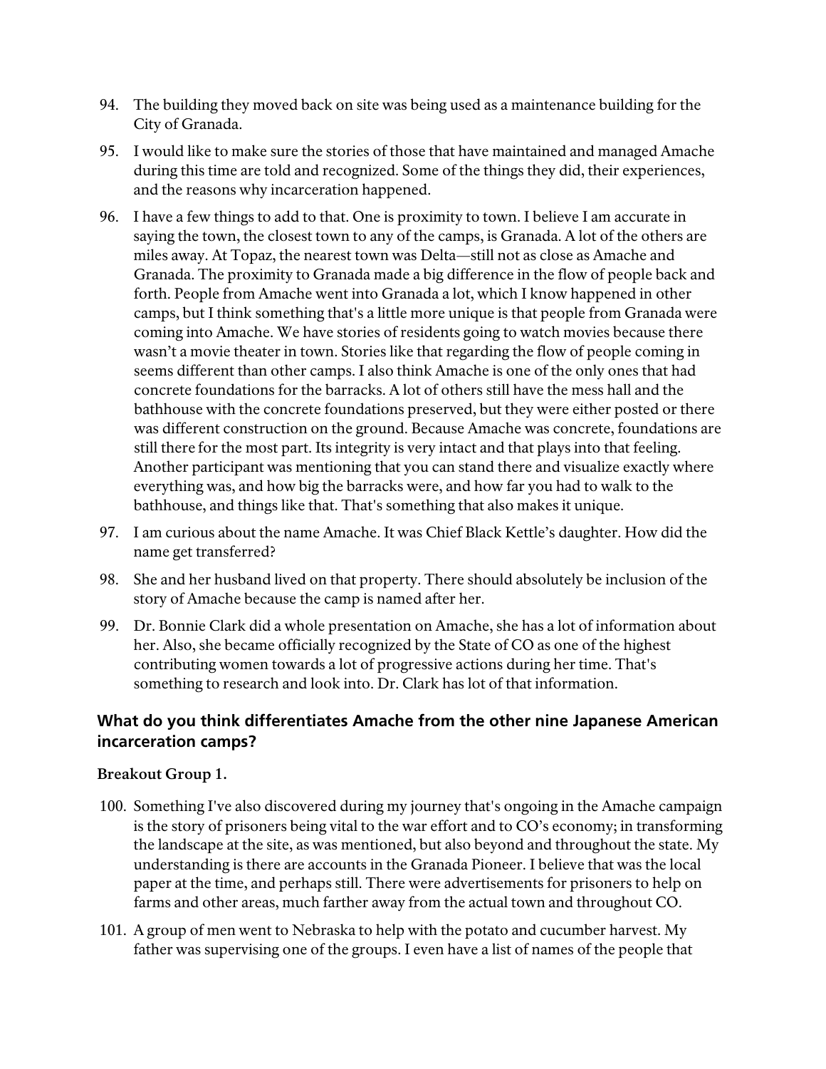94. The building they moved back on site was being used as a maintenance building for the City of Granada.

95. I would like to make sure the stories of those that have maintained and managed Amache during this time are told and recognized. Some of the things they did, their experiences, and the reasons why incarceration happened.

96. I have a few things to add to that. One is proximity to town. I believe I am accurate in saying the town, the closest town to any of the camps, is Granada. A lot of the others are miles away. At Topaz, the nearest town was Delta—still not as close as Amache and Granada. The proximity to Granada made a big difference in the flow of people back and forth. People from Amache went into Granada a lot, which I know happened in other camps, but I think something that's a little more unique is that people from Granada were coming into Amache. We have stories of residents going to watch movies because there wasn't a movie theater in town. Stories like that regarding the flow of people coming in seems different than other camps. I also think Amache is one of the only ones that had concrete foundations for the barracks. A lot of others still have the mess hall and the bathhouse with the concrete foundations preserved, but they were either posted or there was different construction on the ground. Because Amache was concrete, foundations are still there for the most part. Its integrity is very intact and that plays into that feeling. Another participant was mentioning that you can stand there and visualize exactly where everything was, and how big the barracks were, and how far you had to walk to the bathhouse, and things like that. That's something that also makes it unique.

97. I am curious about the name Amache. It was Chief Black Kettle's daughter. How did the name get transferred?

98. She and her husband lived on that property. There should absolutely be inclusion of the story of Amache because the camp is named after her.

99. Dr. Bonnie Clark did a whole presentation on Amache, she has a lot of information about her. Also, she became officially recognized by the State of CO as one of the highest contributing women towards a lot of progressive actions during her time. That's something to research and look into. Dr. Clark has lot of that information.

### What do you think differentiates Amache from the other nine Japanese American incarceration camps?

**Breakout Group 1.**

100. Something I've also discovered during my journey that's ongoing in the Amache campaign is the story of prisoners being vital to the war effort and to CO's economy; in transforming the landscape at the site, as was mentioned, but also beyond and throughout the state. My understanding is there are accounts in the Granada Pioneer. I believe that was the local paper at the time, and perhaps still. There were advertisements for prisoners to help on farms and other areas, much farther away from the actual town and throughout CO.

101. A group of men went to Nebraska to help with the potato and cucumber harvest. My father was supervising one of the groups. I even have a list of names of the people that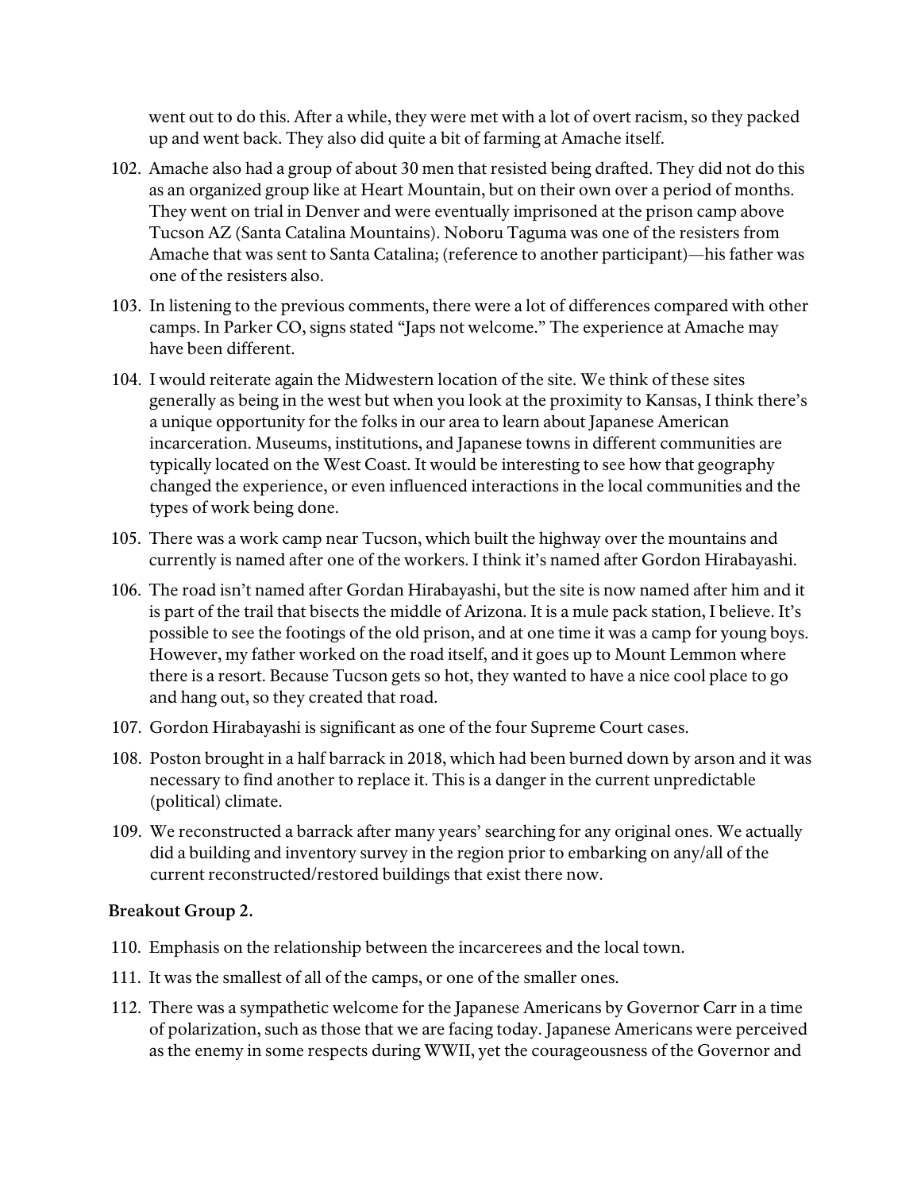went out to do this. After a while, they were met with a lot of overt racism, so they packed up and went back. They also did quite a bit of farming at Amache itself.

102. Amache also had a group of about 30 men that resisted being drafted. They did not do this as an organized group like at Heart Mountain, but on their own over a period of months. They went on trial in Denver and were eventually imprisoned at the prison camp above Tucson AZ (Santa Catalina Mountains). Noboru Taguma was one of the resisters from Amache that was sent to Santa Catalina; (reference to another participant)—his father was one of the resisters also.
103. In listening to the previous comments, there were a lot of differences compared with other camps. In Parker CO, signs stated "Japs not welcome." The experience at Amache may have been different.
104. I would reiterate again the Midwestern location of the site. We think of these sites generally as being in the west but when you look at the proximity to Kansas, I think there's a unique opportunity for the folks in our area to learn about Japanese American incarceration. Museums, institutions, and Japanese towns in different communities are typically located on the West Coast. It would be interesting to see how that geography changed the experience, or even influenced interactions in the local communities and the types of work being done.
105. There was a work camp near Tucson, which built the highway over the mountains and currently is named after one of the workers. I think it's named after Gordon Hirabayashi.
106. The road isn't named after Gordan Hirabayashi, but the site is now named after him and it is part of the trail that bisects the middle of Arizona. It is a mule pack station, I believe. It's possible to see the footings of the old prison, and at one time it was a camp for young boys. However, my father worked on the road itself, and it goes up to Mount Lemmon where there is a resort. Because Tucson gets so hot, they wanted to have a nice cool place to go and hang out, so they created that road.
107. Gordon Hirabayashi is significant as one of the four Supreme Court cases.
108. Poston brought in a half barrack in 2018, which had been burned down by arson and it was necessary to find another to replace it. This is a danger in the current unpredictable (political) climate.
109. We reconstructed a barrack after many years' searching for any original ones. We actually did a building and inventory survey in the region prior to embarking on any/all of the current reconstructed/restored buildings that exist there now.

**Breakout Group 2.**

110. Emphasis on the relationship between the incarcerees and the local town.
111. It was the smallest of all of the camps, or one of the smaller ones.
112. There was a sympathetic welcome for the Japanese Americans by Governor Carr in a time of polarization, such as those that we are facing today. Japanese Americans were perceived as the enemy in some respects during WWII, yet the courageousness of the Governor and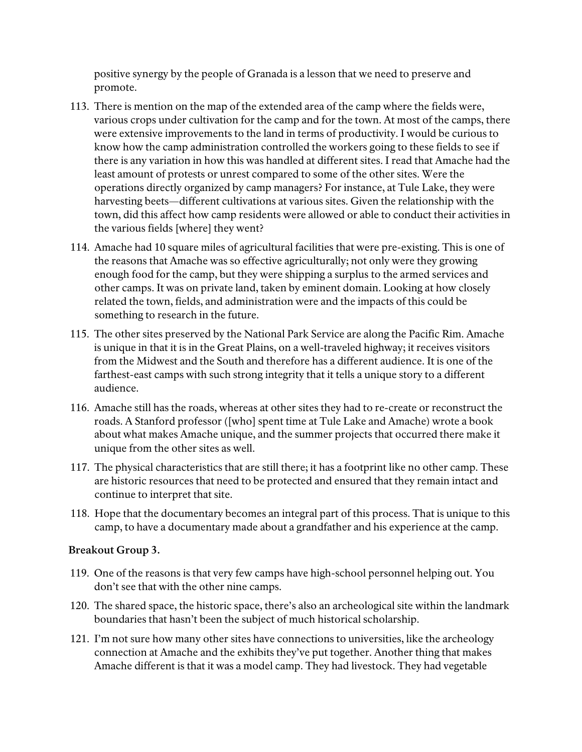positive synergy by the people of Granada is a lesson that we need to preserve and promote.

113. There is mention on the map of the extended area of the camp where the fields were, various crops under cultivation for the camp and for the town. At most of the camps, there were extensive improvements to the land in terms of productivity. I would be curious to know how the camp administration controlled the workers going to these fields to see if there is any variation in how this was handled at different sites. I read that Amache had the least amount of protests or unrest compared to some of the other sites. Were the operations directly organized by camp managers? For instance, at Tule Lake, they were harvesting beets—different cultivations at various sites. Given the relationship with the town, did this affect how camp residents were allowed or able to conduct their activities in the various fields [where] they went?
114. Amache had 10 square miles of agricultural facilities that were pre-existing. This is one of the reasons that Amache was so effective agriculturally; not only were they growing enough food for the camp, but they were shipping a surplus to the armed services and other camps. It was on private land, taken by eminent domain. Looking at how closely related the town, fields, and administration were and the impacts of this could be something to research in the future.
115. The other sites preserved by the National Park Service are along the Pacific Rim. Amache is unique in that it is in the Great Plains, on a well-traveled highway; it receives visitors from the Midwest and the South and therefore has a different audience. It is one of the farthest-east camps with such strong integrity that it tells a unique story to a different audience.
116. Amache still has the roads, whereas at other sites they had to re-create or reconstruct the roads. A Stanford professor ([who] spent time at Tule Lake and Amache) wrote a book about what makes Amache unique, and the summer projects that occurred there make it unique from the other sites as well.
117. The physical characteristics that are still there; it has a footprint like no other camp. These are historic resources that need to be protected and ensured that they remain intact and continue to interpret that site.
118. Hope that the documentary becomes an integral part of this process. That is unique to this camp, to have a documentary made about a grandfather and his experience at the camp.

**Breakout Group 3.**

119. One of the reasons is that very few camps have high-school personnel helping out. You don't see that with the other nine camps.
120. The shared space, the historic space, there's also an archeological site within the landmark boundaries that hasn't been the subject of much historical scholarship.
121. I'm not sure how many other sites have connections to universities, like the archeology connection at Amache and the exhibits they've put together. Another thing that makes Amache different is that it was a model camp. They had livestock. They had vegetable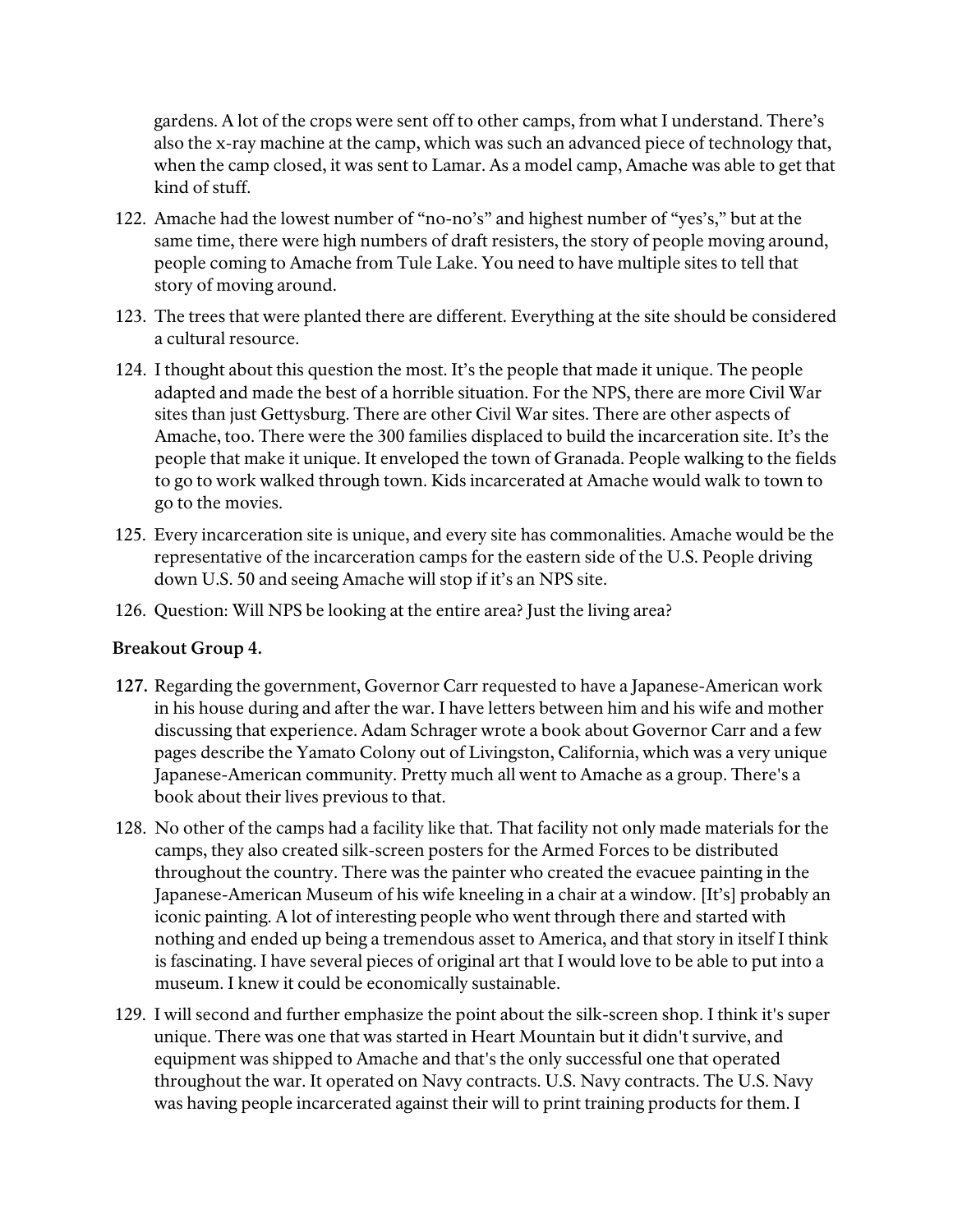gardens. A lot of the crops were sent off to other camps, from what I understand. There's also the x-ray machine at the camp, which was such an advanced piece of technology that, when the camp closed, it was sent to Lamar. As a model camp, Amache was able to get that kind of stuff.

122. Amache had the lowest number of "no-no's" and highest number of "yes's," but at the same time, there were high numbers of draft resisters, the story of people moving around, people coming to Amache from Tule Lake. You need to have multiple sites to tell that story of moving around.
123. The trees that were planted there are different. Everything at the site should be considered a cultural resource.
124. I thought about this question the most. It's the people that made it unique. The people adapted and made the best of a horrible situation. For the NPS, there are more Civil War sites than just Gettysburg. There are other Civil War sites. There are other aspects of Amache, too. There were the 300 families displaced to build the incarceration site. It's the people that make it unique. It enveloped the town of Granada. People walking to the fields to go to work walked through town. Kids incarcerated at Amache would walk to town to go to the movies.
125. Every incarceration site is unique, and every site has commonalities. Amache would be the representative of the incarceration camps for the eastern side of the U.S. People driving down U.S. 50 and seeing Amache will stop if it's an NPS site.
126. Question: Will NPS be looking at the entire area? Just the living area?

**Breakout Group 4.**

127. Regarding the government, Governor Carr requested to have a Japanese-American work in his house during and after the war. I have letters between him and his wife and mother discussing that experience. Adam Schrager wrote a book about Governor Carr and a few pages describe the Yamato Colony out of Livingston, California, which was a very unique Japanese-American community. Pretty much all went to Amache as a group. There's a book about their lives previous to that.
128. No other of the camps had a facility like that. That facility not only made materials for the camps, they also created silk-screen posters for the Armed Forces to be distributed throughout the country. There was the painter who created the evacuee painting in the Japanese-American Museum of his wife kneeling in a chair at a window. [It's] probably an iconic painting. A lot of interesting people who went through there and started with nothing and ended up being a tremendous asset to America, and that story in itself I think is fascinating. I have several pieces of original art that I would love to be able to put into a museum. I knew it could be economically sustainable.
129. I will second and further emphasize the point about the silk-screen shop. I think it's super unique. There was one that was started in Heart Mountain but it didn't survive, and equipment was shipped to Amache and that's the only successful one that operated throughout the war. It operated on Navy contracts. U.S. Navy contracts. The U.S. Navy was having people incarcerated against their will to print training products for them. I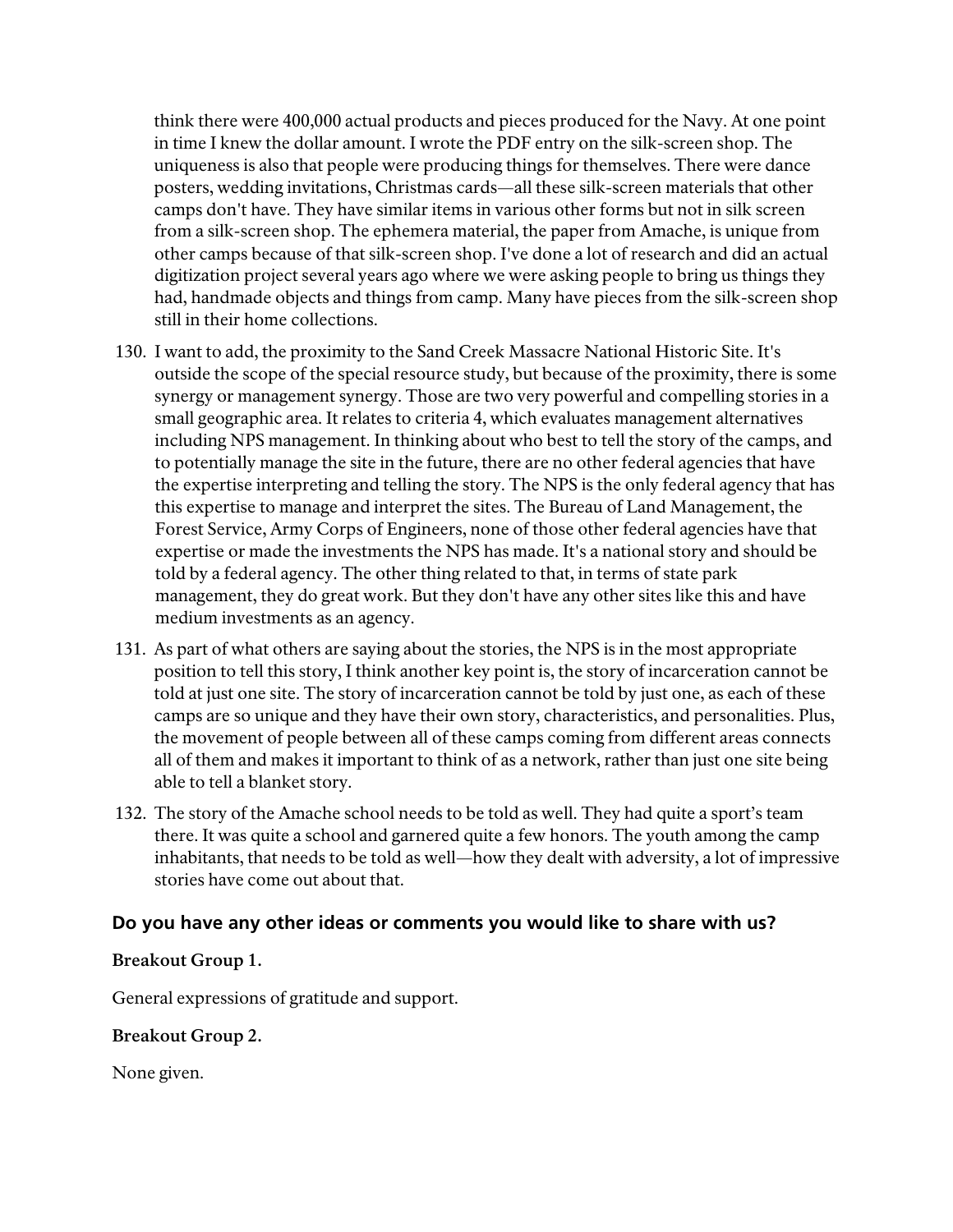think there were 400,000 actual products and pieces produced for the Navy. At one point in time I knew the dollar amount. I wrote the PDF entry on the silk-screen shop. The uniqueness is also that people were producing things for themselves. There were dance posters, wedding invitations, Christmas cards—all these silk-screen materials that other camps don't have. They have similar items in various other forms but not in silk screen from a silk-screen shop. The ephemera material, the paper from Amache, is unique from other camps because of that silk-screen shop. I've done a lot of research and did an actual digitization project several years ago where we were asking people to bring us things they had, handmade objects and things from camp. Many have pieces from the silk-screen shop still in their home collections.

130. I want to add, the proximity to the Sand Creek Massacre National Historic Site. It's outside the scope of the special resource study, but because of the proximity, there is some synergy or management synergy. Those are two very powerful and compelling stories in a small geographic area. It relates to criteria 4, which evaluates management alternatives including NPS management. In thinking about who best to tell the story of the camps, and to potentially manage the site in the future, there are no other federal agencies that have the expertise interpreting and telling the story. The NPS is the only federal agency that has this expertise to manage and interpret the sites. The Bureau of Land Management, the Forest Service, Army Corps of Engineers, none of those other federal agencies have that expertise or made the investments the NPS has made. It's a national story and should be told by a federal agency. The other thing related to that, in terms of state park management, they do great work. But they don't have any other sites like this and have medium investments as an agency.

131. As part of what others are saying about the stories, the NPS is in the most appropriate position to tell this story, I think another key point is, the story of incarceration cannot be told at just one site. The story of incarceration cannot be told by just one, as each of these camps are so unique and they have their own story, characteristics, and personalities. Plus, the movement of people between all of these camps coming from different areas connects all of them and makes it important to think of as a network, rather than just one site being able to tell a blanket story.

132. The story of the Amache school needs to be told as well. They had quite a sport's team there. It was quite a school and garnered quite a few honors. The youth among the camp inhabitants, that needs to be told as well—how they dealt with adversity, a lot of impressive stories have come out about that.

### Do you have any other ideas or comments you would like to share with us?

**Breakout Group 1.**

General expressions of gratitude and support.

**Breakout Group 2.**

None given.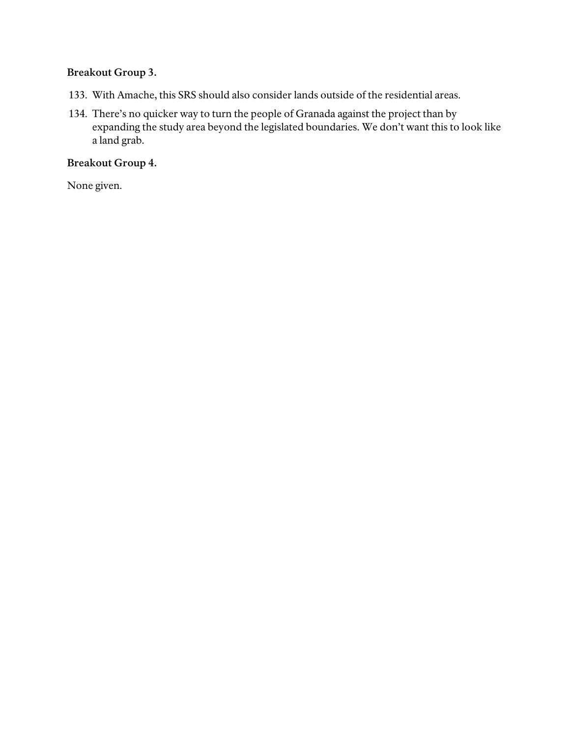**Breakout Group 3.**

133. With Amache, this SRS should also consider lands outside of the residential areas.
134. There's no quicker way to turn the people of Granada against the project than by expanding the study area beyond the legislated boundaries. We don't want this to look like a land grab.

**Breakout Group 4.**

None given.